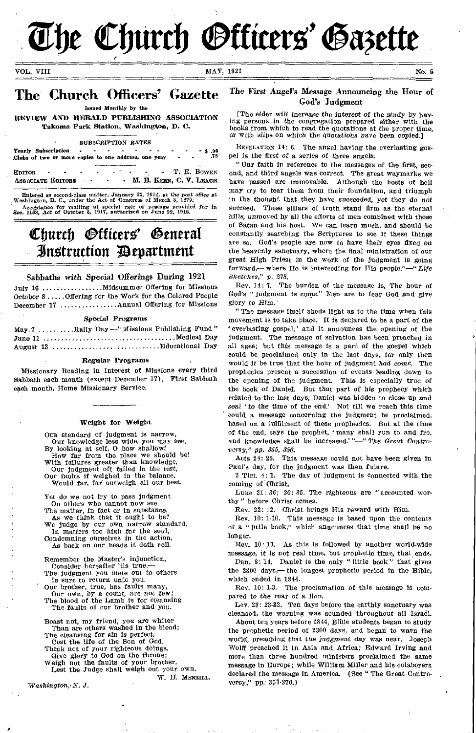# The Church Officers' Gazette

VOL. VIII — MAY, 1921 — No. 5

## The Church Officers' Gazette

Issued Monthly by the

REVIEW AND HERALD PUBLISHING ASSOCIATION
Takoma Park Station, Washington, D. C.

SUBSCRIPTION RATES

Yearly Subscription - - - - - - - - - - $ .90
Clubs of two or more copies to one address, one year - - .75

EDITOR - - - - - - - - - T. E. BOWEN
ASSOCIATE EDITORS - - - - M. E. KERN, C. V. LEACH

Entered as second-class matter, January 20, 1914, at the post office at Washington, D. C., under the Act of Congress of March 3, 1879.
Acceptance for mailing at special rate of postage provided for in Sec. 1103, Act of October 3, 1917, authorized on June 22, 1918.

# Church Officers' General Instruction Department

### Sabbaths with Special Offerings During 1921

July 16 ............... Midsummer Offering for Missions
October 8 ..... Offering for the Work for the Colored People
December 17 ............... Annual Offering for Missions

#### Special Programs

May 7 .......... Rally Day — "Missions Publishing Fund"
June 11 .................................... Medical Day
August 13 .............................. Educational Day

#### Regular Programs

Missionary Reading in Interest of Missions every third Sabbath each month (except December 17). First Sabbath each month, Home Missionary Service.

### Weight for Weight

Our standard of judgment is narrow,
Our knowledge less wide, you may see,
By looking at self, O how shallow!
How far from the place we should be!
With failures greater than knowledge,
Our judgment oft failed in the test,
Our faults if weighed in the balance,
Would far, far outweigh all our best.

Yet do we not try to pass judgment
On others who cannot now see
The matter, in fact or in substance,
As we think that it ought to be?
We judge by our own narrow standard,
In matters too high for the soul,
Condemning ourselves in the action,
As back on our heads it doth roll.

Remember the Master's injunction,
Consider hereafter 'tis true,—
The judgment you mete out to others
Is sure to return unto you.
Our brother, true, has faults many,
Our own, by a count, are not few;
The blood of the Lamb is for cleansing
The faults of our brother and you.

Boast not, my friend, you are whiter
Than are others washed in the blood;
The cleansing for sin is perfect,
Cost the life of the Son of God.
Think not of your righteous doings,
Give glory to God on the throne;
Weigh not the faults of your brother,
Lest the Judge shall weigh out your own.

W. H. MERRILL.

*Washington, N. J.*

### The First Angel's Message Announcing the Hour of God's Judgment

[The elder will increase the interest of the study by having persons in the congregation prepared either with the books from which to read the quotations at the proper time, or with slips on which the quotations have been copied.]

REVELATION 14: 6. The angel having the everlasting gospel is the first of a series of three angels.

"Our faith in reference to the messages of the first, second, and third angels was correct. The great waymarks we have passed are immovable. Although the hosts of hell may try to tear them from their foundation, and triumph in the thought that they have succeeded, yet they do not succeed. These pillars of truth stand firm as the eternal hills, unmoved by all the efforts of men combined with those of Satan and his host. We can learn much, and should be constantly searching the Scriptures to see if these things are so. God's people are now to have their eyes fixed on the heavenly sanctuary, where the final ministration of our great High Priest in the work of the judgment is going forward,— where He is interceding for His people."—"*Life Sketches,*" *p. 278.*

Rev. 14: 7. The burden of the message is, The hour of God's "judgment is come." Men are to fear God and give glory to *Him.*

"The message itself sheds light as to the time when this movement is to take place. It is declared to be a part of the 'everlasting gospel;' and it announces the opening of the judgment. The message of salvation has been preached in all ages; but this message is a part of the gospel which could be proclaimed only in the last days, for only then would it be true that the hour of judgment *had come.* The prophecies present a succession of events leading down to the opening of the judgment. This is especially true of the book of Daniel. But that part of his prophecy which related to the last days, Daniel was bidden to close up and seal '*to* the time of the end.' Not till we reach this time could a message concerning the judgment be proclaimed, based on a fulfilment of these prophecies. But at the time of the end, says the prophet, 'many shall run to and fro, and knowledge shall be increased.'"—"*The Great Controversy,*" *pp. 355, 356.*

Acts 24: 25. This message could not have been given in Paul's day, for the judgment was then future.

2 Tim. 4: 1. The day of judgment is connected with the coming of Christ.

Luke 21: 36; 20: 35. The righteous are "accounted worthy" before Christ comes.

Rev. 22: 12. Christ brings His reward with Him.

Rev. 10: 1-10. This message is based upon the contents of a "little book," which announces that time shall be no longer.

Rev. 10: 11. As this is followed by another world-wide message, it is not real time, but prophetic time, that ends.

Dan. 8: 14. Daniel is the only "little book" that gives the 2300 days,— the longest prophetic period in the Bible, which ended in 1844.

Rev. 10: 1-3. The proclamation of this message is compared to the roar of a lion.

Lev. 23: 23-32. Ten days before the earthly sanctuary was cleansed, the warning was sounded throughout all Israel.

About ten years before 1844, Bible students began to study the prophetic period of 2300 days, and began to warn the world, preaching that the judgment day was near. Joseph Wolff preached it in Asia and Africa; Edward Irving and more than three hundred ministers proclaimed the same message in Europe; while William Miller and his colaborers declared the message in America. (See "The Great Controversy," pp. 357-370.)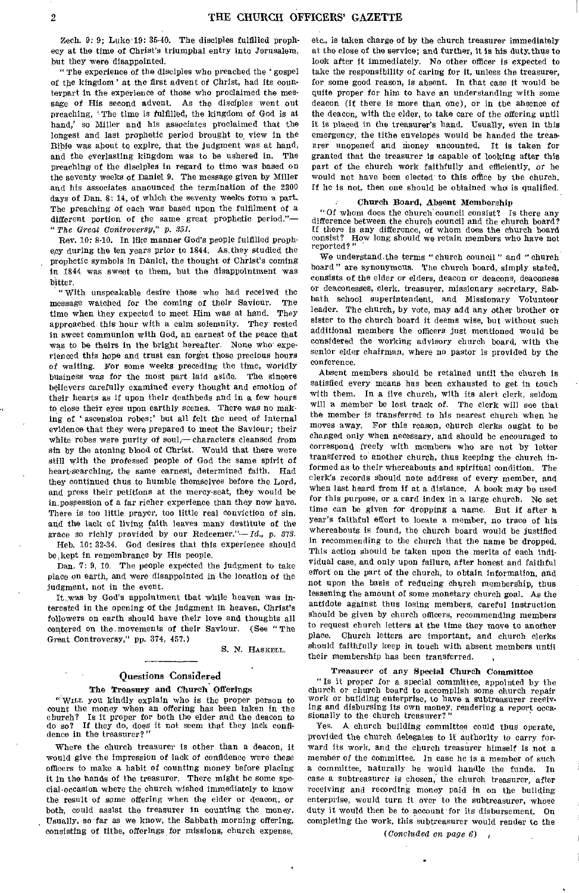Zech. 9: 9; Luke 19: 35-40. The disciples fulfilled prophecy at the time of Christ's triumphal entry into Jerusalem, but they were disappointed.

"The experience of the disciples who preached the 'gospel of the kingdom' at the first advent of Christ, had its counterpart in the experience of those who proclaimed the message of His second advent. As the disciples went out preaching, 'The time is fulfilled, the kingdom of God is at hand,' so Miller and his associates proclaimed that the longest and last prophetic period brought to view in the Bible was about to expire, that the judgment was at hand, and the everlasting kingdom was to be ushered in. The preaching of the disciples in regard to time was based on the seventy weeks of Daniel 9. The message given by Miller and his associates announced the termination of the 2300 days of Dan. 8: 14, of which the seventy weeks form a part. The preaching of each was based upon the fulfilment of a different portion of the same great prophetic period."—*"The Great Controversy," p. 351.*

Rev. 10: 8-10. In like manner God's people fulfilled prophecy during the ten years prior to 1844. As they studied the prophetic symbols in Daniel, the thought of Christ's coming in 1844 was sweet to them, but the disappointment was bitter.

"With unspeakable desire those who had received the message watched for the coming of their Saviour. The time when they expected to meet Him was at hand. They approached this hour with a calm solemnity. They rested in sweet communion with God, an earnest of the peace that was to be theirs in the bright hereafter. None who experienced this hope and trust can forget those precious hours of waiting. For some weeks preceding the time, worldly business was for the most part laid aside. The sincere believers carefully examined every thought and emotion of their hearts as if upon their deathbeds and in a few hours to close their eyes upon earthly scenes. There was no making of 'ascension robes;' but all felt the need of internal evidence that they were prepared to meet the Saviour; their white robes were purity of soul,— characters cleansed from sin by the atoning blood of Christ. Would that there were still with the professed people of God the same spirit of heart-searching, the same earnest, determined faith. Had they continued thus to humble themselves before the Lord, and press their petitions at the mercy-seat, they would be in possession of a far richer experience than they now have. There is too little prayer, too little real conviction of sin, and the lack of living faith leaves many destitute of the grace so richly provided by our Redeemer."—*Id., p. 373.*

Heb. 10: 32-34. God desires that this experience should be kept in remembrance by His people.

Dan. 7: 9, 10. The people expected the judgment to take place on earth, and were disappointed in the location of the judgment, not in the event.

It was by God's appointment that while heaven was interested in the opening of the judgment in heaven, Christ's followers on earth should have their love and thoughts all centered on the movements of their Saviour. (See "The Great Controversy," pp. 374, 457.)

S. N. HASKELL.

## Questions Considered

### The Treasury and Church Offerings

"WILL you kindly explain who is the proper person to count the money when an offering has been taken in the church? Is it proper for both the elder and the deacon to do so? If they do, does it not seem that they lack confidence in the treasurer?"

Where the church treasurer is other than a deacon, it would give the impression of lack of confidence were these officers to make a habit of counting money before placing it in the hands of the treasurer. There might be some special occasion where the church wished immediately to know the result of some offering when the elder or deacon, or both, could assist the treasurer in counting the money. Usually, so far as we know, the Sabbath morning offering, consisting of tithe, offerings for missions, church expense, etc., is taken charge of by the church treasurer immediately at the close of the service; and further, it is his duty thus to look after it immediately. No other officer is expected to take the responsibility of caring for it, unless the treasurer, for some good reason, is absent. In that case it would be quite proper for him to have an understanding with some deacon (if there is more than one), or in the absence of the deacon, with the elder, to take care of the offering until it is placed in the treasurer's hand. Usually, even in this emergency, the tithe envelopes would be handed the treasurer unopened and money uncounted. It is taken for granted that the treasurer is capable of looking after this part of the church work faithfully and efficiently, or he would not have been elected to this office by the church. If he is not, then one should be obtained who is qualified.

### Church Board, Absent Membership

"Of whom does the church council consist? Is there any difference between the church council and the church board? If there is any difference, of whom does the church board consist? How long should we retain members who have not reported?"

We understand the terms "church council" and "church board" are synonymous. The church board, simply stated, consists of the elder or elders, deacon or deacons, deaconess or deaconesses, clerk, treasurer, missionary secretary, Sabbath school superintendent, and Missionary Volunteer leader. The church, by vote, may add any other brother or sister to the church board it deems wise, but without such additional members the officers just mentioned would be considered the working advisory church board, with the senior elder chairman, where no pastor is provided by the conference.

Absent members should be retained until the church is satisfied every means has been exhausted to get in touch with them. In a live church, with its alert clerk, seldom will a member be lost track of. The clerk will see that the member is transferred to his nearest church when he moves away. For this reason, church clerks ought to be changed only when necessary, and should be encouraged to correspond freely with members who are not by letter transferred to another church, thus keeping the church informed as to their whereabouts and spiritual condition. The clerk's records should note address of every member, and when last heard from if at a distance. A book may be used for this purpose, or a card index in a large church. No set time can be given for dropping a name. But if after a year's faithful effort to locate a member, no trace of his whereabouts is found, the church board would be justified in recommending to the church that the name be dropped. This action should be taken upon the merits of each individual case, and only upon failure, after honest and faithful effort on the part of the church, to obtain information, and not upon the basis of reducing church membership, thus lessening the amount of some monetary church goal. As the antidote against thus losing members, careful instruction should be given by church officers, recommending members to request church letters at the time they move to another place. Church letters are important, and church clerks should faithfully keep in touch with absent members until their membership has been transferred.

### Treasurer of any Special Church Committee

"Is it proper for a special committee, appointed by the church or church board to accomplish some church repair work or building enterprise, to have a subtreasurer receiving and disbursing its own money, rendering a report occasionally to the church treasurer?"

Yes. A church building committee could thus operate, provided the church delegates to it authority to carry forward its work, and the church treasurer himself is not a member of the committee. In case he is a member of such a committee, naturally he would handle the funds. In case a subtreasurer is chosen, the church treasurer, after receiving and recording money paid in on the building enterprise, would turn it over to the subtreasurer, whose duty it would then be to account for its disbursement. On completing the work, this subtreasurer would render to the

*(Concluded on page 6)*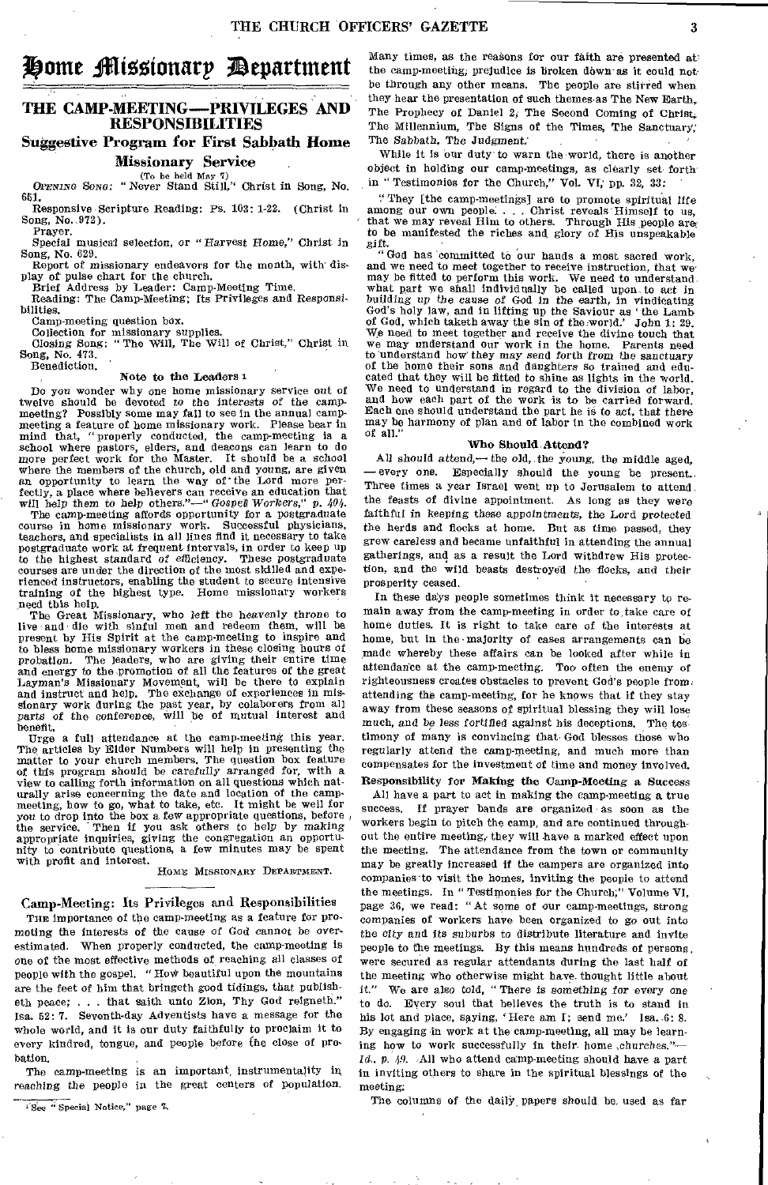# Home Missionary Department

## THE CAMP-MEETING—PRIVILEGES AND RESPONSIBILITIES

### Suggestive Program for First Sabbath Home Missionary Service

(To be held May 7)

*Opening Song:* "Never Stand Still," Christ in Song, No. 651.

Responsive Scripture Reading: Ps. 103: 1-22. (Christ in Song, No. 972).

Prayer.

Special musical selection, or "Harvest Home," Christ in Song, No. 629.

Report of missionary endeavors for the month, with display of pulse chart for the church.

Brief Address by Leader: Camp-Meeting Time.

Reading: The Camp-Meeting; Its Privileges and Responsibilities.

Camp-meeting question box.

Collection for missionary supplies.

Closing Song: "The Will, The Will of Christ," Christ in Song, No. 473.

Benediction.

#### Note to the Leaders [1]

Do you wonder why one home missionary service out of twelve should be devoted to the interests of the camp-meeting? Possibly some may fail to see in the annual camp-meeting a feature of home missionary work. Please bear in mind that, "properly conducted, the camp-meeting is a school where pastors, elders, and deacons can learn to do more perfect work for the Master. It should be a school where the members of the church, old and young, are given an opportunity to learn the way of the Lord more perfectly, a place where believers can receive an education that will help them to help others."—"*Gospel Workers*," *p. 404*.

The camp-meeting affords opportunity for a postgraduate course in home missionary work. Successful physicians, teachers, and specialists in all lines find it necessary to take postgraduate work at frequent intervals, in order to keep up to the highest standard of efficiency. These postgraduate courses are under the direction of the most skilled and experienced instructors, enabling the student to secure intensive training of the highest type. Home missionary workers need this help.

The Great Missionary, who left the heavenly throne to live and die with sinful men and redeem them, will be present by His Spirit at the camp-meeting to inspire and to bless home missionary workers in these closing hours of probation. The leaders, who are giving their entire time and energy to the promotion of all the features of the great Layman's Missionary Movement, will be there to explain and instruct and help. The exchange of experiences in missionary work during the past year, by colaborers from all parts of the conference, will be of mutual interest and benefit.

Urge a full attendance at the camp-meeting this year. The articles by Elder Numbers will help in presenting the matter to your church members. The question box feature of this program should be carefully arranged for, with a view to calling forth information on all questions which naturally arise concerning the date and location of the camp-meeting, how to go, what to take, etc. It might be well for you to drop into the box a few appropriate questions, before the service. Then if you ask others to help by making appropriate inquiries, giving the congregation an opportunity to contribute questions, a few minutes may be spent with profit and interest.

HOME MISSIONARY DEPARTMENT.

[1] See "Special Notice," page 7.

### Camp-Meeting: Its Privileges and Responsibilities

The importance of the camp-meeting as a feature for promoting the interests of the cause of God cannot be overestimated. When properly conducted, the camp-meeting is one of the most effective methods of reaching all classes of people with the gospel. "How beautiful upon the mountains are the feet of him that bringeth good tidings, that publisheth peace; . . . that saith unto Zion, Thy God reigneth." Isa. 52: 7. Seventh-day Adventists have a message for the whole world, and it is our duty faithfully to proclaim it to every kindred, tongue, and people before the close of probation.

The camp-meeting is an important instrumentality in reaching the people in the great centers of population. Many times, as the reasons for our faith are presented at the camp-meeting, prejudice is broken down as it could not be through any other means. The people are stirred when they hear the presentation of such themes as The New Earth, The Prophecy of Daniel 2, The Second Coming of Christ, The Millennium, The Signs of the Times, The Sanctuary, The Sabbath, The Judgment.

While it is our duty to warn the world, there is another object in holding our camp-meetings, as clearly set forth in "Testimonies for the Church," Vol. VI, pp. 32, 33:

"They [the camp-meetings] are to promote spiritual life among our own people. . . . Christ reveals Himself to us, that we may reveal Him to others. Through His people are to be manifested the riches and glory of His unspeakable gift.

"God has committed to our hands a most sacred work, and we need to meet together to receive instruction, that we may be fitted to perform this work. We need to understand what part we shall individually be called upon to act in building up the cause of God in the earth, in vindicating God's holy law, and in lifting up the Saviour as 'the Lamb of God, which taketh away the sin of the world.' John 1: 29. We need to meet together and receive the divine touch that we may understand our work in the home. Parents need to understand how they may send forth from the sanctuary of the home their sons and daughters so trained and educated that they will be fitted to shine as lights in the world. We need to understand in regard to the division of labor, and how each part of the work is to be carried forward. Each one should understand the part he is to act, that there may be harmony of plan and of labor in the combined work of all."

#### Who Should Attend?

All should attend,—the old, the young, the middle aged, —every one. Especially should the young be present. Three times a year Israel went up to Jerusalem to attend the feasts of divine appointment. As long as they were faithful in keeping these appointments, the Lord protected the herds and flocks at home. But as time passed, they grew careless and became unfaithful in attending the annual gatherings, and as a result the Lord withdrew His protection, and the wild beasts destroyed the flocks, and their prosperity ceased.

In these days people sometimes think it necessary to remain away from the camp-meeting in order to take care of home duties. It is right to take care of the interests at home, but in the majority of cases arrangements can be made whereby these affairs can be looked after while in attendance at the camp-meeting. Too often the enemy of righteousness creates obstacles to prevent God's people from attending the camp-meeting, for he knows that if they stay away from these seasons of spiritual blessing they will lose much, and be less fortified against his deceptions. The testimony of many is convincing that God blesses those who regularly attend the camp-meeting, and much more than compensates for the investment of time and money involved.

#### Responsibility for Making the Camp-Meeting a Success

All have a part to act in making the camp-meeting a true success. If prayer bands are organized as soon as the workers begin to pitch the camp, and are continued throughout the entire meeting, they will have a marked effect upon the meeting. The attendance from the town or community may be greatly increased if the campers are organized into companies to visit the homes, inviting the people to attend the meetings. In "Testimonies for the Church," Volume VI, page 36, we read: "At some of our camp-meetings, strong companies of workers have been organized to go out into the city and its suburbs to distribute literature and invite people to the meetings. By this means hundreds of persons were secured as regular attendants during the last half of the meeting who otherwise might have thought little about it." We are also told, "There is something for every one to do. Every soul that believes the truth is to stand in his lot and place, saying, 'Here am I; send me.' Isa. 6: 8. By engaging in work at the camp-meeting, all may be learning how to work successfully in their home churches."—*Id., p. 49.* All who attend camp-meeting should have a part in inviting others to share in the spiritual blessings of the meeting.

The columns of the daily papers should be used as far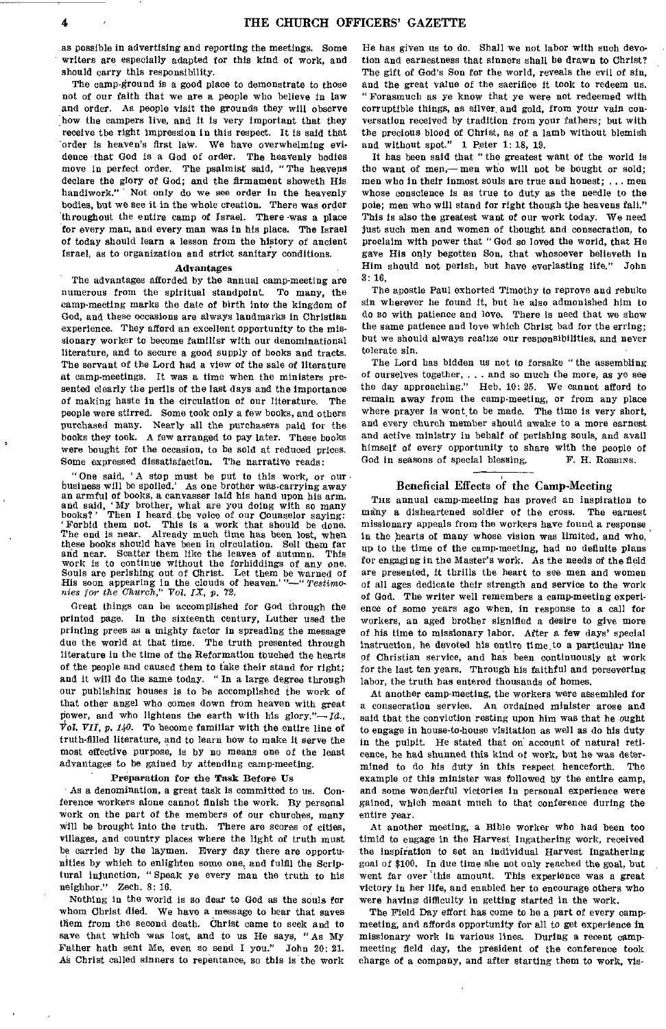as possible in advertising and reporting the meetings. Some writers are especially adapted for this kind of work, and should carry this responsibility.

The camp-ground is a good place to demonstrate to those not of our faith that we are a people who believe in law and order. As people visit the grounds they will observe how the campers live, and it is very important that they receive the right impression in this respect. It is said that order is heaven's first law. We have overwhelming evidence that God is a God of order. The heavenly bodies move in perfect order. The psalmist said, "The heavens declare the glory of God; and the firmament showeth His handiwork." Not only do we see order in the heavenly bodies, but we see it in the whole creation. There was order throughout the entire camp of Israel. There was a place for every man, and every man was in his place. The Israel of today should learn a lesson from the history of ancient Israel, as to organization and strict sanitary conditions.

### Advantages

The advantages afforded by the annual camp-meeting are numerous from the spiritual standpoint. To many, the camp-meeting marks the date of birth into the kingdom of God, and these occasions are always landmarks in Christian experience. They afford an excellent opportunity to the missionary worker to become familiar with our denominational literature, and to secure a good supply of books and tracts. The servant of the Lord had a view of the sale of literature at camp-meetings. It was a time when the ministers presented clearly the perils of the last days and the importance of making haste in the circulation of our literature. The people were stirred. Some took only a few books, and others purchased many. Nearly all the purchasers paid for the books they took. A few arranged to pay later. These books were bought for the occasion, to be sold at reduced prices. Some expressed dissatisfaction. The narrative reads:

"One said, 'A stop must be put to this work, or our business will be spoiled.' As one brother was carrying away an armful of books, a canvasser laid his hand upon his arm, and said, 'My brother, what are you doing with so many books?' Then I heard the voice of our Counselor saying: 'Forbid them not. This is a work that should be done. The end is near. Already much time has been lost, when these books should have been in circulation. Sell them far and near. Scatter them like the leaves of autumn. This work is to continue without the forbiddings of any one. Souls are perishing out of Christ. Let them be warned of His soon appearing in the clouds of heaven.'"—"*Testimonies for the Church,*" *Vol. IX, p. 72.*

Great things can be accomplished for God through the printed page. In the sixteenth century, Luther used the printing press as a mighty factor in spreading the message due the world at that time. The truth presented through literature in the time of the Reformation touched the hearts of the people and caused them to take their stand for right; and it will do the same today. "In a large degree through our publishing houses is to be accomplished the work of that other angel who comes down from heaven with great power, and who lightens the earth with his glory."—*Id., Vol. VII, p. 140.* To become familiar with the entire line of truth-filled literature, and to learn how to make it serve the most effective purpose, is by no means one of the least advantages to be gained by attending camp-meeting.

### Preparation for the Task Before Us

As a denomination, a great task is committed to us. Conference workers alone cannot finish the work. By personal work on the part of the members of our churches, many will be brought into the truth. There are scores of cities, villages, and country places where the light of truth must be carried by the laymen. Every day there are opportunities by which to enlighten some one, and fulfil the Scriptural injunction, "Speak ye every man the truth to his neighbor." Zech. 8: 16.

Nothing in the world is so dear to God as the souls for whom Christ died. We have a message to bear that saves them from the second death. Christ came to seek and to save that which was lost, and to us He says, "As My Father hath sent Me, even so send I you." John 20: 21. As Christ called sinners to repentance, so this is the work He has given us to do. Shall we not labor with such devotion and earnestness that sinners shall be drawn to Christ? The gift of God's Son for the world, reveals the evil of sin, and the great value of the sacrifice it took to redeem us. "Forasmuch as ye know that ye were not redeemed with corruptible things, as silver and gold, from your vain conversation received by tradition from your fathers; but with the precious blood of Christ, as of a lamb without blemish and without spot." 1 Peter 1: 18, 19.

It has been said that "the greatest want of the world is the want of men,— men who will not be bought or sold; men who in their inmost souls are true and honest; . . . men whose conscience is as true to duty as the needle to the pole; men who will stand for right though the heavens fall." This is also the greatest want of our work today. We need just such men and women of thought and consecration, to proclaim with power that "God so loved the world, that He gave His only begotten Son, that whosoever believeth in Him should not perish, but have everlasting life." John 3: 16.

The apostle Paul exhorted Timothy to reprove and rebuke sin wherever he found it, but he also admonished him to do so with patience and love. There is need that we show the same patience and love which Christ had for the erring; but we should always realize our responsibilities, and never tolerate sin.

The Lord has bidden us not to forsake "the assembling of ourselves together, . . . and so much the more, as ye see the day approaching." Heb. 10: 25. We cannot afford to remain away from the camp-meeting, or from any place where prayer is wont to be made. The time is very short, and every church member should awake to a more earnest and active ministry in behalf of perishing souls, and avail himself of every opportunity to share with the people of God in seasons of special blessing.

F. H. Robbins.

## Beneficial Effects of the Camp-Meeting

The annual camp-meeting has proved an inspiration to many a disheartened soldier of the cross. The earnest missionary appeals from the workers have found a response in the hearts of many whose vision was limited, and who, up to the time of the camp-meeting, had no definite plans for engaging in the Master's work. As the needs of the field are presented, it thrills the heart to see men and women of all ages dedicate their strength and service to the work of God. The writer well remembers a camp-meeting experience of some years ago when, in response to a call for workers, an aged brother signified a desire to give more of his time to missionary labor. After a few days' special instruction, he devoted his entire time to a particular line of Christian service, and has been continuously at work for the last ten years. Through his faithful and persevering labor, the truth has entered thousands of homes.

At another camp-meeting, the workers were assembled for a consecration service. An ordained minister arose and said that the conviction resting upon him was that he ought to engage in house-to-house visitation as well as do his duty in the pulpit. He stated that on account of natural reticence, he had shunned this kind of work, but he was determined to do his duty in this respect henceforth. The example of this minister was followed by the entire camp, and some wonderful victories in personal experience were gained, which meant much to that conference during the entire year.

At another meeting, a Bible worker who had been too timid to engage in the Harvest Ingathering work, received the inspiration to set an individual Harvest Ingathering goal of $100. In due time she not only reached the goal, but went far over this amount. This experience was a great victory in her life, and enabled her to encourage others who were having difficulty in getting started in the work.

The Field Day effort has come to be a part of every camp-meeting, and affords opportunity for all to get experience in missionary work in various lines. During a recent camp-meeting field day, the president of the conference took charge of a company, and after starting them to work, vis-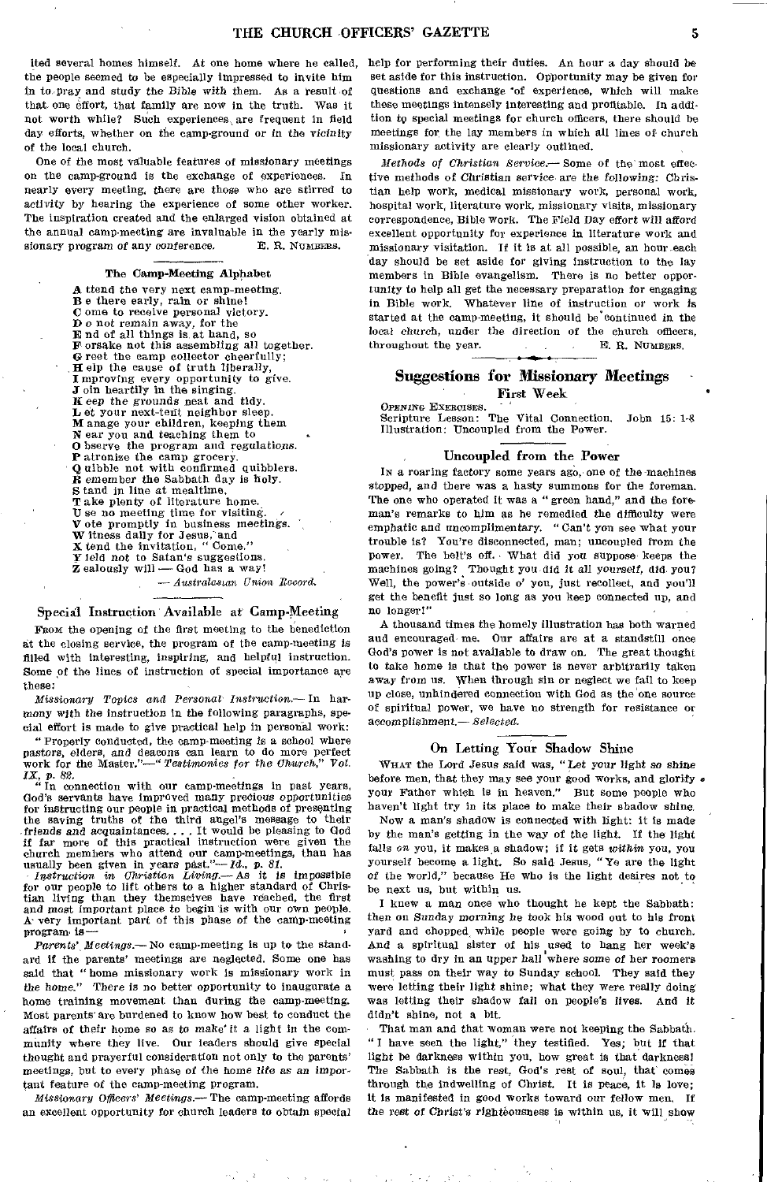ited several homes himself. At one home where he called, the people seemed to be especially impressed to invite him in to pray and study the Bible with them. As a result of that one effort, that family are now in the truth. Was it not worth while? Such experiences are frequent in field day efforts, whether on the camp-ground or in the vicinity of the local church.

One of the most valuable features of missionary meetings on the camp-ground is the exchange of experiences. In nearly every meeting, there are those who are stirred to activity by hearing the experience of some other worker. The inspiration created and the enlarged vision obtained at the annual camp-meeting are invaluable in the yearly missionary program of any conference. E. R. NUMBERS.

### The Camp-Meeting Alphabet

**A** ttend the very next camp-meeting.
**B** e there early, rain or shine!
**C** ome to receive personal victory.
**D** o not remain away, for the
**E** nd of all things is at hand, so
**F** orsake not this assembling all together.
**G** reet the camp collector cheerfully;
**H** elp the cause of truth liberally,
**I** mproving every opportunity to give.
**J** oin heartily in the singing.
**K** eep the grounds neat and tidy.
**L** et your next-tent neighbor sleep.
**M** anage your children, keeping them
**N** ear you and teaching them to
**O** bserve the program and regulations.
**P** atronize the camp grocery.
**Q** uibble not with confirmed quibblers.
**R** emember the Sabbath day is holy.
**S** tand in line at mealtime.
**T** ake plenty of literature home.
**U** se no meeting time for visiting.
**V** ote promptly in business meetings.
**W** itness daily for Jesus, and
**X** tend the invitation, "Come."
**Y** ield not to Satan's suggestions.
**Z** ealously will — God has a way!

— *Australasian Union Record.*

### Special Instruction Available at Camp-Meeting

FROM the opening of the first meeting to the benediction at the closing service, the program of the camp-meeting is filled with interesting, inspiring, and helpful instruction. Some of the lines of instruction of special importance are these:

*Missionary Topics and Personal Instruction.*— In harmony with the instruction in the following paragraphs, special effort is made to give practical help in personal work:

"Properly conducted, the camp-meeting is a school where pastors, elders, and deacons can learn to do more perfect work for the Master."—"*Testimonies for the Church," Vol. IX, p. 82.*

"In connection with our camp-meetings in past years, God's servants have improved many precious opportunities for instructing our people in practical methods of presenting the saving truths of the third angel's message to their friends and acquaintances. . . . It would be pleasing to God if far more of this practical instruction were given the church members who attend our camp-meetings, than has usually been given in years past."—*Id., p. 81.*

*Instruction in Christian Living.*— As it is impossible for our people to lift others to a higher standard of Christian living than they themselves have reached, the first and most important place to begin is with our own people. A very important part of this phase of the camp-meeting program is —

*Parents' Meetings.*— No camp-meeting is up to the standard if the parents' meetings are neglected. Some one has said that "home missionary work is missionary work in the home." There is no better opportunity to inaugurate a home training movement than during the camp-meeting. Most parents are burdened to know how best to conduct the affairs of their home so as to make it a light in the community where they live. Our leaders should give special thought and prayerful consideration not only to the parents' meetings, but to every phase of the home life as an important feature of the camp-meeting program.

*Missionary Officers' Meetings.*— The camp-meeting affords an excellent opportunity for church leaders to obtain special help for performing their duties. An hour a day should be set aside for this instruction. Opportunity may be given for questions and exchange of experience, which will make these meetings intensely interesting and profitable. In addition to special meetings for church officers, there should be meetings for the lay members in which all lines of church missionary activity are clearly outlined.

*Methods of Christian Service.*— Some of the most effective methods of Christian service are the following: Christian help work, medical missionary work, personal work, hospital work, literature work, missionary visits, missionary correspondence, Bible work. The Field Day effort will afford excellent opportunity for experience in literature work and missionary visitation. If it is at all possible, an hour each day should be set aside for giving instruction to the lay members in Bible evangelism. There is no better opportunity to help all get the necessary preparation for engaging in Bible work. Whatever line of instruction or work is started at the camp-meeting, it should be continued in the local church, under the direction of the church officers, throughout the year. E. R. NUMBERS.

## Suggestions for Missionary Meetings

### First Week

OPENING EXERCISES.
Scripture Lesson: The Vital Connection. John 15: 1-8
Illustration: Uncoupled from the Power.

### Uncoupled from the Power

IN a roaring factory some years ago, one of the machines stopped, and there was a hasty summons for the foreman. The one who operated it was a "green hand," and the foreman's remarks to him as he remedied the difficulty were emphatic and uncomplimentary. "Can't you see what your trouble is? You're disconnected, man; uncoupled from the power. The belt's off. What did you suppose keeps the machines going? Thought you did it all yourself, did you? Well, the power's outside o' you, just recollect, and you'll get the benefit just so long as you keep connected up, and no longer!"

A thousand times the homely illustration has both warned and encouraged me. Our affairs are at a standstill once God's power is not available to draw on. The great thought to take home is that the power is never arbitrarily taken away from us. When through sin or neglect we fail to keep up close, unhindered connection with God as the one source of spiritual power, we have no strength for resistance or accomplishment.— *Selected.*

### On Letting Your Shadow Shine

WHAT the Lord Jesus said was, "Let your light so shine before men, that they may see your good works, and glorify your Father which is in heaven." But some people who haven't light try in its place to make their shadow shine.

Now a man's shadow is connected with light: it is made by the man's getting in the way of the light. If the light falls *on* you, it makes a shadow; if it gets *within* you, you yourself become a light. So said Jesus, "Ye are the light of the world," because He who is the light desires not to be next us, but within us.

I knew a man once who thought he kept the Sabbath; then on Sunday morning he took his wood out to his front yard and chopped while people were going by to church. And a spiritual sister of his used to hang her week's washing to dry in an upper hall where some of her roomers must pass on their way to Sunday school. They said they were letting their light shine; what they were really doing was letting their shadow fall on people's lives. And it didn't shine, not a bit.

That man and that woman were not keeping the Sabbath. "I have seen the light," they testified. Yes; but if that light be darkness within you, how great is that darkness! The Sabbath is the rest, God's rest of soul, that comes through the indwelling of Christ. It is peace, it is love; it is manifested in good works toward our fellow men. If the rest of Christ's righteousness is within us, it will show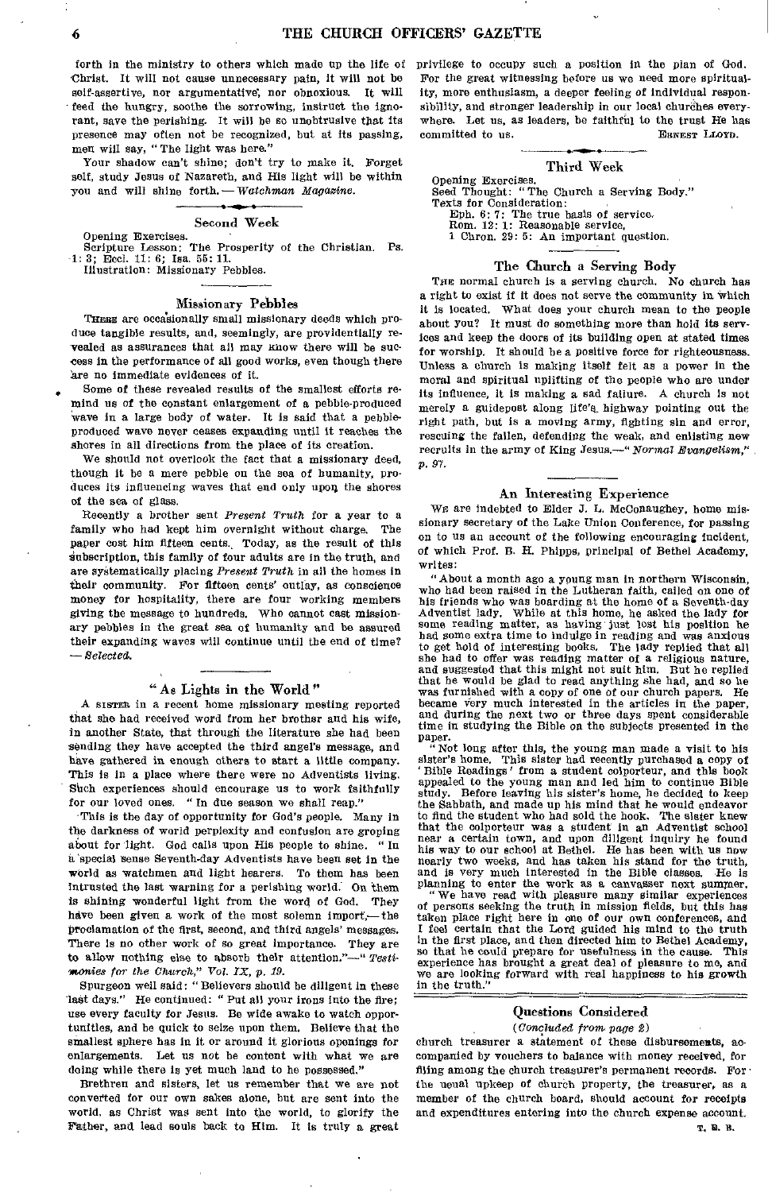forth in the ministry to others which made up the life of Christ. It will not cause unnecessary pain, it will not be self-assertive, nor argumentative, nor obnoxious. It will feed the hungry, soothe the sorrowing, instruct the ignorant, save the perishing. It will be so unobtrusive that its presence may often not be recognized, but at its passing, men will say, "The light was here."

Your shadow can't shine; don't try to make it. Forget self, study Jesus of Nazareth, and His light will be within you and will shine forth. — *Watchman Magazine.*

### Second Week

Opening Exercises.
Scripture Lesson: The Prosperity of the Christian. Ps. 1: 3; Eccl. 11: 6; Isa. 55: 11.
Illustration: Missionary Pebbles.

#### Missionary Pebbles

THERE are occasionally small missionary deeds which produce tangible results, and, seemingly, are providentially revealed as assurances that all may know there will be success in the performance of all good works, even though there are no immediate evidences of it.

Some of these revealed results of the smallest efforts remind us of the constant enlargement of a pebble-produced wave in a large body of water. It is said that a pebble-produced wave never ceases expanding until it reaches the shores in all directions from the place of its creation.

We should not overlook the fact that a missionary deed, though it be a mere pebble on the sea of humanity, produces its influencing waves that end only upon the shores of the sea of glass.

Recently a brother sent *Present Truth* for a year to a family who had kept him overnight without charge. The paper cost him fifteen cents. Today, as the result of this subscription, this family of four adults are in the truth, and are systematically placing *Present Truth* in all the homes in their community. For fifteen cents' outlay, as conscience money for hospitality, there are four working members giving the message to hundreds. Who cannot cast missionary pebbles in the great sea of humanity and be assured their expanding waves will continue until the end of time? — *Selected.*

#### "As Lights in the World"

A SISTER in a recent home missionary meeting reported that she had received word from her brother and his wife, in another State, that through the literature she had been sending they have accepted the third angel's message, and have gathered in enough others to start a little company. This is in a place where there were no Adventists living. Such experiences should encourage us to work faithfully for our loved ones. "In due season we shall reap."

This is the day of opportunity for God's people. Many in the darkness of world perplexity and confusion are groping about for light. God calls upon His people to shine. "In a special sense Seventh-day Adventists have been set in the world as watchmen and light bearers. To them has been intrusted the last warning for a perishing world. On them is shining wonderful light from the word of God. They have been given a work of the most solemn import,— the proclamation of the first, second, and third angels' messages. There is no other work of so great importance. They are to allow nothing else to absorb their attention."—"*Testimonies for the Church,*" *Vol. IX, p. 19.*

Spurgeon well said: "Believers should be diligent in these last days." He continued: "Put all your irons into the fire; use every faculty for Jesus. Be wide awake to watch opportunities, and be quick to seize upon them. Believe that the smallest sphere has in it or around it glorious openings for enlargements. Let us not be content with what we are doing while there is yet much land to be possessed."

Brethren and sisters, let us remember that we are not converted for our own sakes alone, but are sent into the world, as Christ was sent into the world, to glorify the Father, and lead souls back to Him. It is truly a great privilege to occupy such a position in the plan of God. For the great witnessing before us we need more spirituality, more enthusiasm, a deeper feeling of individual responsibility, and stronger leadership in our local churches everywhere. Let us, as leaders, be faithful to the trust He has committed to us. ERNEST LLOYD.

### Third Week

Opening Exercises.
Seed Thought: "The Church a Serving Body."
Texts for Consideration:
Eph. 6: 7: The true basis of service.
Rom. 12: 1: Reasonable service.
1 Chron. 29: 5: An important question.

#### The Church a Serving Body

THE normal church is a serving church. No church has a right to exist if it does not serve the community in which it is located. What does your church mean to the people about you? It must do something more than hold its services and keep the doors of its building open at stated times for worship. It should be a positive force for righteousness. Unless a church is making itself felt as a power in the moral and spiritual uplifting of the people who are under its influence, it is making a sad failure. A church is not merely a guidepost along life's highway pointing out the right path, but is a moving army, fighting sin and error, rescuing the fallen, defending the weak, and enlisting new recruits in the army of King Jesus.—"*Normal Evangelism,*" *p. 97.*

#### An Interesting Experience

WE are indebted to Elder J. L. McConaughey, home missionary secretary of the Lake Union Conference, for passing on to us an account of the following encouraging incident, of which Prof. B. H. Phipps, principal of Bethel Academy, writes:

"About a month ago a young man in northern Wisconsin, who had been raised in the Lutheran faith, called on one of his friends who was boarding at the home of a Seventh-day Adventist lady. While at this home, he asked the lady for some reading matter, as having just lost his position he had some extra time to indulge in reading and was anxious to get hold of interesting books. The lady replied that all she had to offer was reading matter of a religious nature, and suggested that this might not suit him. But he replied that he would be glad to read anything she had, and so he was furnished with a copy of one of our church papers. He became very much interested in the articles in the paper, and during the next two or three days spent considerable time in studying the Bible on the subjects presented in the paper.

"Not long after this, the young man made a visit to his sister's home. This sister had recently purchased a copy of 'Bible Readings' from a student colporteur, and this book appealed to the young man and led him to continue Bible study. Before leaving his sister's home, he decided to keep the Sabbath, and made up his mind that he would endeavor to find the student who had sold the book. The sister knew that the colporteur was a student in an Adventist school near a certain town, and upon diligent inquiry he found his way to our school at Bethel. He has been with us now nearly two weeks, and has taken his stand for the truth, and is very much interested in the Bible classes. He is planning to enter the work as a canvasser next summer.

"We have read with pleasure many similar experiences of persons seeking the truth in mission fields, but this has taken place right here in one of our own conferences, and I feel certain that the Lord guided his mind to the truth in the first place, and then directed him to Bethel Academy, so that he could prepare for usefulness in the cause. This experience has brought a great deal of pleasure to me, and we are looking forward with real happiness to his growth in the truth."

### Questions Considered

*(Concluded from page 2)*

church treasurer a statement of these disbursements, accompanied by vouchers to balance with money received, for filing among the church treasurer's permanent records. For the usual upkeep of church property, the treasurer, as a member of the church board, should account for receipts and expenditures entering into the church expense account.

T. E. B.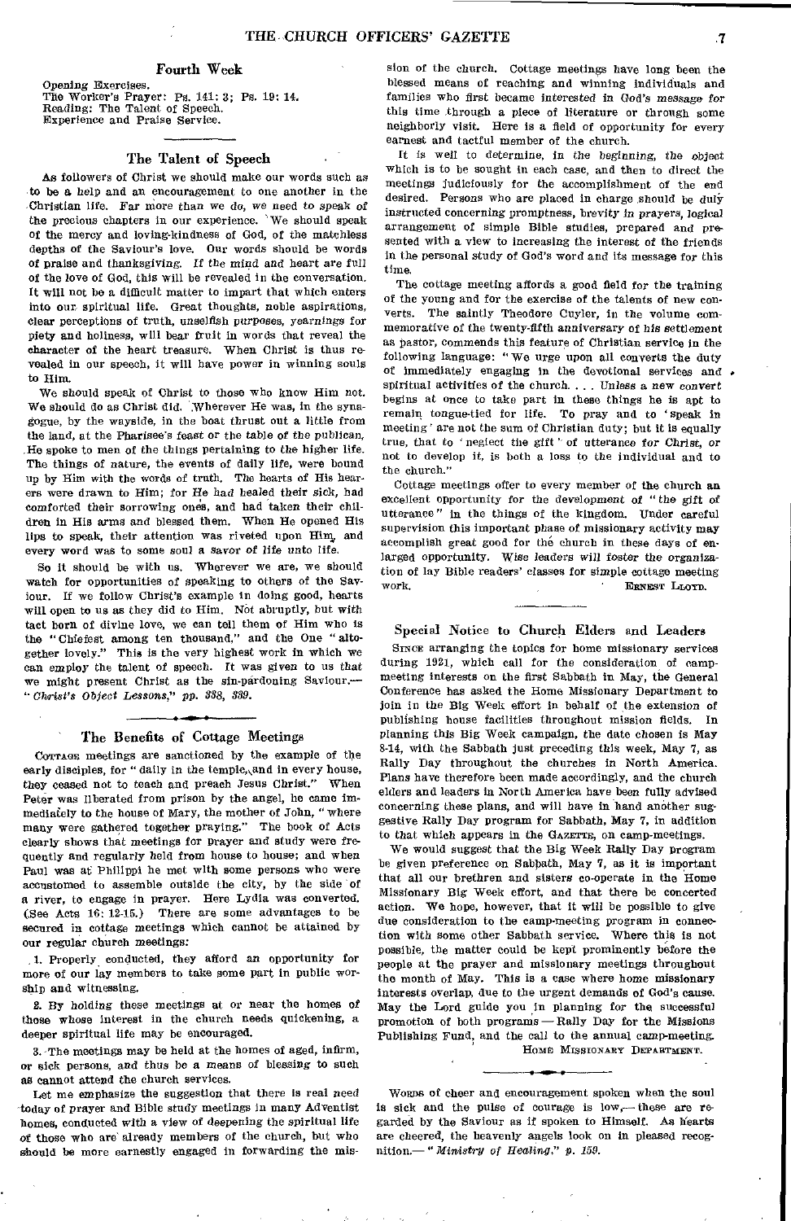## Fourth Week

Opening Exercises.
The Worker's Prayer: Ps. 141: 3; Ps. 19: 14.
Reading: The Talent of Speech.
Experience and Praise Service.

### The Talent of Speech

As followers of Christ we should make our words such as to be a help and an encouragement to one another in the Christian life. Far more than we do, we need to speak of the precious chapters in our experience. We should speak of the mercy and loving-kindness of God, of the matchless depths of the Saviour's love. Our words should be words of praise and thanksgiving. If the mind and heart are full of the love of God, this will be revealed in the conversation. It will not be a difficult matter to impart that which enters into our spiritual life. Great thoughts, noble aspirations, clear perceptions of truth, unselfish purposes, yearnings for piety and holiness, will bear fruit in words that reveal the character of the heart treasure. When Christ is thus revealed in our speech, it will have power in winning souls to Him.

We should speak of Christ to those who know Him not. We should do as Christ did. Wherever He was, in the synagogue, by the wayside, in the boat thrust out a little from the land, at the Pharisee's feast or the table of the publican, He spoke to men of the things pertaining to the higher life. The things of nature, the events of daily life, were bound up by Him with the words of truth. The hearts of His hearers were drawn to Him; for He had healed their sick, had comforted their sorrowing ones, and had taken their children in His arms and blessed them. When He opened His lips to speak, their attention was riveted upon Him, and every word was to some soul a savor of life unto life.

So it should be with us. Wherever we are, we should watch for opportunities of speaking to others of the Saviour. If we follow Christ's example in doing good, hearts will open to us as they did to Him. Not abruptly, but with tact born of divine love, we can tell them of Him who is the "Chiefest among ten thousand," and the One "altogether lovely." This is the very highest work in which we can employ the talent of speech. It was given to us that we might present Christ as the sin-pardoning Saviour.— "*Christ's Object Lessons*," pp. 338, 339.

### The Benefits of Cottage Meetings

COTTAGE meetings are sanctioned by the example of the early disciples, for "daily in the temple, and in every house, they ceased not to teach and preach Jesus Christ." When Peter was liberated from prison by the angel, he came immediately to the house of Mary, the mother of John, "where many were gathered together praying." The book of Acts clearly shows that meetings for prayer and study were frequently and regularly held from house to house; and when Paul was at Philippi he met with some persons who were accustomed to assemble outside the city, by the side of a river, to engage in prayer. Here Lydia was converted. (See Acts 16: 12-15.) There are some advantages to be secured in cottage meetings which cannot be attained by our regular church meetings:

1. Properly conducted, they afford an opportunity for more of our lay members to take some part in public worship and witnessing.

2. By holding these meetings at or near the homes of those whose interest in the church needs quickening, a deeper spiritual life may be encouraged.

3. The meetings may be held at the homes of aged, infirm, or sick persons, and thus be a means of blessing to such as cannot attend the church services.

Let me emphasize the suggestion that there is real need today of prayer and Bible study meetings in many Adventist homes, conducted with a view of deepening the spiritual life of those who are already members of the church, but who should be more earnestly engaged in forwarding the mission of the church. Cottage meetings have long been the blessed means of reaching and winning individuals and families who first became interested in God's message for this time through a piece of literature or through some neighborly visit. Here is a field of opportunity for every earnest and tactful member of the church.

It is well to determine, in the beginning, the object which is to be sought in each case, and then to direct the meetings judiciously for the accomplishment of the end desired. Persons who are placed in charge should be duly instructed concerning promptness, brevity in prayers, logical arrangement of simple Bible studies, prepared and presented with a view to increasing the interest of the friends in the personal study of God's word and its message for this time.

The cottage meeting affords a good field for the training of the young and for the exercise of the talents of new converts. The saintly Theodore Cuyler, in the volume commemorative of the twenty-fifth anniversary of his settlement as pastor, commends this feature of Christian service in the following language: "We urge upon all converts the duty of immediately engaging in the devotional services and spiritual activities of the church. . . . Unless a new convert begins at once to take part in these things he is apt to remain tongue-tied for life. To pray and to 'speak in meeting' are not the sum of Christian duty; but it is equally true, that to 'neglect the gift' of utterance for Christ, or not to develop it, is both a loss to the individual and to the church."

Cottage meetings offer to every member of the church an excellent opportunity for the development of "the gift of utterance" in the things of the kingdom. Under careful supervision this important phase of missionary activity may accomplish great good for the church in these days of enlarged opportunity. Wise leaders will foster the organization of lay Bible readers' classes for simple cottage meeting work.

ERNEST LLOYD.

### Special Notice to Church Elders and Leaders

SINCE arranging the topics for home missionary services during 1921, which call for the consideration of camp-meeting interests on the first Sabbath in May, the General Conference has asked the Home Missionary Department to join in the Big Week effort in behalf of the extension of publishing house facilities throughout mission fields. In planning this Big Week campaign, the date chosen is May 8-14, with the Sabbath just preceding this week, May 7, as Rally Day throughout the churches in North America. Plans have therefore been made accordingly, and the church elders and leaders in North America have been fully advised concerning these plans, and will have in hand another suggestive Rally Day program for Sabbath, May 7, in addition to that which appears in the GAZETTE, on camp-meetings.

We would suggest that the Big Week Rally Day program be given preference on Sabbath, May 7, as it is important that all our brethren and sisters co-operate in the Home Missionary Big Week effort, and that there be concerted action. We hope, however, that it will be possible to give due consideration to the camp-meeting program in connection with some other Sabbath service. Where this is not possible, the matter could be kept prominently before the people at the prayer and missionary meetings throughout the month of May. This is a case where home missionary interests overlap, due to the urgent demands of God's cause. May the Lord guide you in planning for the successful promotion of both programs — Rally Day for the Missions Publishing Fund, and the call to the annual camp-meeting.

HOME MISSIONARY DEPARTMENT.

---

WORDS of cheer and encouragement spoken when the soul is sick and the pulse of courage is low,— these are regarded by the Saviour as if spoken to Himself. As hearts are cheered, the heavenly angels look on in pleased recognition.— "*Ministry of Healing*," p. 159.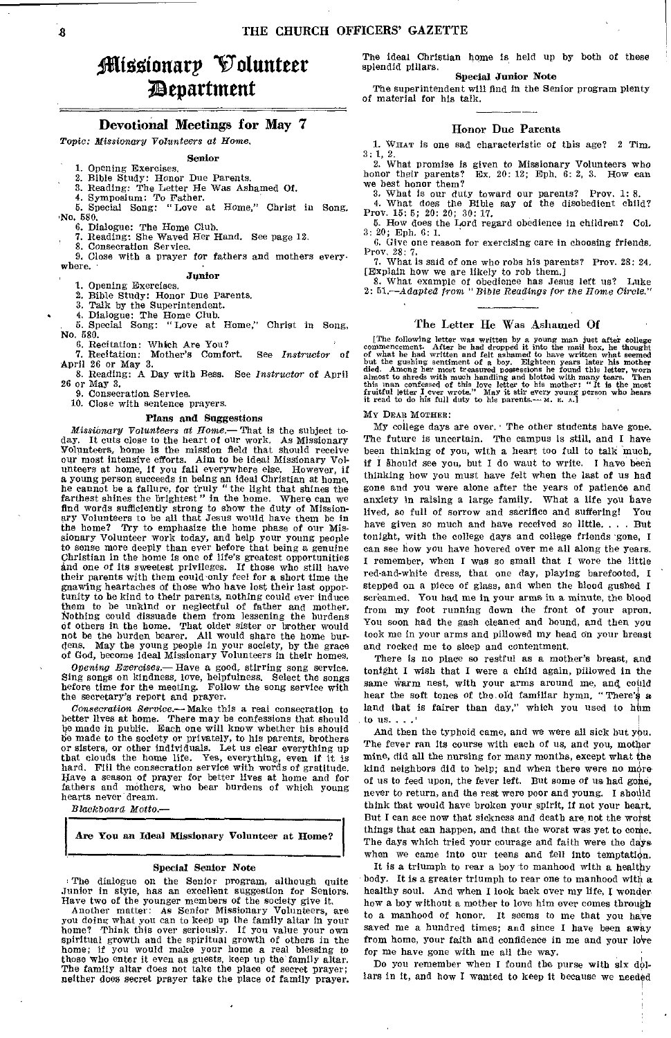# Missionary Volunteer Department

## Devotional Meetings for May 7

*Topic: Missionary Volunteers at Home.*

### Senior

1. Opening Exercises.
2. Bible Study: Honor Due Parents.
3. Reading: The Letter He Was Ashamed Of.
4. Symposium: To Father.
5. Special Song: "Love at Home," Christ in Song, No. 580.
6. Dialogue: The Home Club.
7. Reading: She Waved Her Hand. See page 12.
8. Consecration Service.
9. Close with a prayer for fathers and mothers everywhere.

### Junior

1. Opening Exercises.
2. Bible Study: Honor Due Parents.
3. Talk by the Superintendent.
4. Dialogue: The Home Club.
5. Special Song: "Love at Home," Christ in Song, No. 580.
6. Recitation: Which Are You?
7. Recitation: Mother's Comfort. See *Instructor* of April 26 or May 3.
8. Reading: A Day with Bess. See *Instructor* of April 26 or May 3.
9. Consecration Service.
10. Close with sentence prayers.

### Plans and Suggestions

*Missionary Volunteers at Home.*— That is the subject today. It cuts close to the heart of our work. As Missionary Volunteers, home is the mission field that should receive our most intensive efforts. Aim to be ideal Missionary Volunteers at home, if you fail everywhere else. However, if a young person succeeds in being an ideal Christian at home, he cannot be a failure, for truly "the light that shines the farthest shines the brightest" in the home. Where can we find words sufficiently strong to show the duty of Missionary Volunteers to be all that Jesus would have them be in the home? Try to emphasize the home phase of our Missionary Volunteer work today, and help your young people to sense more deeply than ever before that being a genuine Christian in the home is one of life's greatest opportunities and one of its sweetest privileges. If those who still have their parents with them could only feel for a short time the gnawing heartaches of those who have lost their last opportunity to be kind to their parents, nothing could ever induce them to be unkind or neglectful of father and mother. Nothing could dissuade them from lessening the burdens of others in the home. That older sister or brother would not be the burden bearer. All would share the home burdens. May the young people in your society, by the grace of God, become ideal Missionary Volunteers in their homes.

*Opening Exercises.*— Have a good, stirring song service. Sing songs on kindness, love, helpfulness. Select the songs before time for the meeting. Follow the song service with the secretary's report and prayer.

*Consecration Service.*— Make this a real consecration to better lives at home. There may be confessions that should be made in public. Each one will know whether his should be made to the society or privately, to his parents, brothers or sisters, or other individuals. Let us clear everything up that clouds the home life. Yes, everything, even if it is hard. Fill the consecration service with words of gratitude. Have a season of prayer for better lives at home and for fathers and mothers, who bear burdens of which young hearts never dream.

*Blackboard Motto.*—

**Are You an Ideal Missionary Volunteer at Home?**

### Special Senior Note

The dialogue on the Senior program, although quite Junior in style, has an excellent suggestion for Seniors. Have two of the younger members of the society give it.

Another matter: As Senior Missionary Volunteers, are you doing what you can to keep up the family altar in your home? Think this over seriously. If you value your own spiritual growth and the spiritual growth of others in the home; if you would make your home a real blessing to those who enter it even as guests, keep up the family altar. The family altar does not take the place of secret prayer; neither does secret prayer take the place of family prayer. The ideal Christian home is held up by both of these splendid pillars.

### Special Junior Note

The superintendent will find in the Senior program plenty of material for his talk.

## Honor Due Parents

1. What is one sad characteristic of this age? 2 Tim. 3: 1, 2.
2. What promise is given to Missionary Volunteers who honor their parents? Ex. 20: 12; Eph. 6: 2, 3. How can we best honor them?
3. What is our duty toward our parents? Prov. 1: 8.
4. What does the Bible say of the disobedient child? Prov. 15: 5; 20: 20; 30: 17.
5. How does the Lord regard obedience in children? Col. 3: 20; Eph. 6: 1.
6. Give one reason for exercising care in choosing friends. Prov. 28: 7.
7. What is said of one who robs his parents? Prov. 28: 24. [Explain how we are likely to rob them.]
8. What example of obedience has Jesus left us? Luke 2: 51.—*Adapted from "Bible Readings for the Home Circle."*

## The Letter He Was Ashamed Of

[The following letter was written by a young man just after college commencement. After he had dropped it into the mail box, he thought of what he had written and felt ashamed to have written what seemed but the gushing sentiment of a boy. Eighteen years later his mother died. Among her most treasured possessions he found this letter, worn almost to shreds with much handling and blotted with many tears. Then this man confessed of this love letter to his mother: "It is the most fruitful letter I ever wrote." May it stir every young person who hears it read to do his full duty to his parents.— M. E. A.]

My Dear Mother:

My college days are over. The other students have gone. The future is uncertain. The campus is still, and I have been thinking of you, with a heart too full to talk much, if I should see you, but I do want to write. I have been thinking how you must have felt when the last of us had gone and you were alone after the years of patience and anxiety in raising a large family. What a life you have lived, so full of sorrow and sacrifice and suffering! You have given so much and have received so little. . . . But tonight, with the college days and college friends gone, I can see how you have hovered over me all along the years. I remember, when I was so small that I wore the little red-and-white dress, that one day, playing barefooted, I stepped on a piece of glass, and when the blood gushed I screamed. You had me in your arms in a minute, the blood from my foot running down the front of your apron. You soon had the gash cleaned and bound, and then you took me in your arms and pillowed my head on your breast and rocked me to sleep and contentment.

There is no place so restful as a mother's breast, and tonight I wish that I were a child again, pillowed in the same warm nest, with your arms around me, and could hear the soft tones of the old familiar hymn, "There's a land that is fairer than day," which you used to hum to us. . . .'

And then the typhoid came, and we were all sick but you. The fever ran its course with each of us, and you, mother mine, did all the nursing for many months, except what the kind neighbors did to help; and when there were no more of us to feed upon, the fever left. But some of us had gone, never to return, and the rest were poor and young. I should think that would have broken your spirit, if not your heart. But I can see now that sickness and death are not the worst things that can happen, and that the worst was yet to come. The days which tried your courage and faith were the days when we came into our teens and fell into temptation.

It is a triumph to rear a boy to manhood with a healthy body. It is a greater triumph to rear one to manhood with a healthy soul. And when I look back over my life, I wonder how a boy without a mother to love him ever comes through to a manhood of honor. It seems to me that you have saved me a hundred times; and since I have been away from home, your faith and confidence in me and your love for me have gone with me all the way.

Do you remember when I found the purse with six dollars in it, and how I wanted to keep it because we needed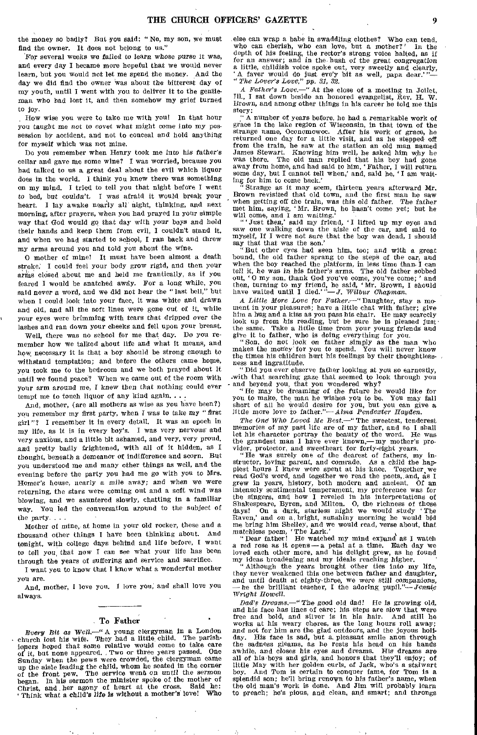the money so badly? But you said: "No, my son, we must find the owner. It does not belong to us."

For several weeks we failed to learn whose purse it was, and every day I became more hopeful that we would never learn, but you would not let me spend the money. And the day we did find the owner was about the bitterest day of my youth, until I went with you to deliver it to the gentleman who had lost it, and then somehow my grief turned to joy.

How wise you were to take me with you! In that hour you taught me not to covet what might come into my possession by accident, and not to conceal and hold anything for myself which was not mine.

Do you remember when Henry took me into his father's cellar and gave me some wine? I was worried, because you had talked to us a great deal about the evil which liquor does in the world. I think you knew there was something on my mind. I tried to tell you that night before I went to bed, but couldn't. I was afraid it would break your heart. I lay awake nearly all night, thinking, and next morning, after prayers, when you had prayed in your simple way that God would go that day with your boys and hold their hands and keep them from evil, I couldn't stand it, and when we had started to school, I ran back and threw my arms around you and told you about the wine.

O mother of mine! It must have been almost a death stroke. I could feel your body grow rigid, and then your arms closed about me and held me frantically, as if you feared I would be snatched away. For a long while, you said never a word, and we did not hear the "last bell," but when I could look into your face, it was white and drawn and old, and all the soft lines were gone out of it, while your eyes were brimming with tears that dripped over the lashes and ran down your cheeks and fell upon your breast.

Well, there was no school for me that day. Do you remember how we talked about life and what it means, and how necessary it is that a boy should be strong enough to withstand temptation; and before the others came home, you took me to the bedroom and we both prayed about it until we found peace? When we came out of the room with your arm around me, I knew then that nothing could ever tempt me to touch liquor of any kind again. . . .

And, mother, (are all mothers as wise as you have been?) you remember my first party, when I was to take my "first girl"? I remember it in every detail. It was an epoch in my life, as it is in every boy's. I was very nervous and very anxious, and a little bit ashamed, and very, very proud, and pretty badly frightened, with all of it hidden, as I thought, beneath a demeanor of indifference and scorn. But you understood me and many other things as well, and the evening before the party you had me go with you to Mrs. Homer's house, nearly a mile away; and when we were returning, the stars were coming out and a soft wind was blowing, and we sauntered slowly, chatting in a familiar way. You led the conversation around to the subject of the party. . . .

Mother of mine, at home in your old rocker, these and a thousand other things I have been thinking about. And tonight, with college days behind and life before, I want to tell you that now I can see what your life has been through the years of suffering and service and sacrifice.

I want you to know that I know what a wonderful mother you are.

And, mother, I love you. I love you, and shall love you always.

## To Father

*Every Bit as Well.*—"A young clergyman in a London church lost his wife. They had a little child. The parishioners hoped that some relative would come to take care of it, but none appeared. Two or three years passed. One Sunday when the pews were crowded, the clergyman came up the aisle leading the child, whom he seated in the corner of the front pew. The service went on until the sermon began. In his sermon the minister spoke of the mother of Christ, and her agony of heart at the cross. Said he: 'Think what a child's life is without a mother's love! Who else can wrap a babe in swaddling clothes? Who can tend, who can cherish, who can love, but a mother?' In the depth of his feeling, the rector's strong voice halted, as if for an answer; and in the hush of the great congregation a little, childish voice spoke out, very sweetly and clearly, 'A faver would do just eve'y bit as well, papa dear.'"—*"The Lover's Love," pp. 31, 32.*

*A Father's Love.*—"At the close of a meeting in Joliet, Ill., I sat down beside an honored evangelist, Rev. H. W. Brown, and among other things in his career he told me this story:

"A number of years before, he had a remarkable work of grace in the lake region of Wisconsin, in that town of the strange name, Oconomowoc. After his work of grace, he returned one day for a little visit, and as he stepped off from the train, he saw at the station an old man named James Stewart. Knowing him well, he asked him why he was there. The old man replied that his boy had gone away from home, and had said to him, 'Father, I will return some day, but I cannot tell when,' and, said he, 'I am waiting for him to come back.'

"Strange as it may seem, thirteen years afterward Mr. Brown revisited that old town, and the first man he saw when getting off the train, was this old father. The father met him, saying, 'Mr. Brown, he hasn't come yet; but he will come, and I am waiting.'

"'Just then,' said my friend, 'I lifted up my eyes and saw one walking down the aisle of the car, and said to myself, If I were not sure that the boy was dead, I should say that that was the son.'

"But other eyes had seen him, too; and with a great bound, the old father sprang to the steps of the car, and when the boy reached the platform, in less time than I can tell it, he was in his father's arms. The old father sobbed out, 'O my son, thank God you've come, you've come;' and then, turning to my friend, he said, 'Mr. Brown, I should have waited until I died.'"—*J. Wilbur Chapman.*

*A Little More Love for Father.*—"Daughter, stay a moment in your pleasures; have a little chat with father; give him a hug and a kiss as you pass his chair. He may scarcely look up from his reading, but be sure he is pleased just the same. Take a little time from your young friends and give it to father, who is doing everything for you.

"Son, do not look on father simply as the man who makes the money for you to spend. You will never know the times his children hurt his feelings by their thoughtlessness and ingratitude.

"Did you ever observe father looking at you so earnestly, with that searching gaze that seemed to look through you and beyond you, that you wondered why?

"He may be dreaming of the future he would like for you to make, the man he wishes you to be. You may fall short of all he would desire for you, but you can give a little more love to father."—*Alma Pendexter Hayden.*

*The One Who Loved Me Best.*—"The sweetest, tenderest memories of my past life are of my father, and so I shall let his character portray the beauty of the word. He was the grandest man I have ever known,—my mother's provider, protector, and sweetheart for forty-eight years.

"He was surely one of the dearest of fathers, my instructor, loving parent, and comrade. As a child the happiest hours I knew were spent at his knee. Together we read God's word, and together we read the poets, and, as I grew in years, history, both modern and ancient. Of an intensely sentimental temperament, my preference was for the singers, and how I reveled in his interpretations of Shakespeare, Byron, and Milton. O, the richness of those days! On a dark, starless night we would study 'The Raven,' and on a bright, sunshiny morning he would bid me bring him Shelley, and we would read, verse about, that matchless poem, 'The Lark.'

"Dear father! He watched my mind expand as I watch a red rose as it opens — a petal at a time. Each day we loved each other more, and his delight grew, as he found my ideas broadening and my ideals reaching higher.

"Although the years brought other ties into my life, they never weakened this one between father and daughter, and until death at eighty-three, we were still companions, — he the brilliant teacher, I the adoring pupil."—*Jennie Wright Howell.*

*Dad's Dreams.*—"The good old dad! He is growing old, and his face has lines of care; his steps are slow that were free and bold, and silver is in his hair. And still he works at his weary chores, as the long hours roll away; and not for him are the glad outdoors, and the joyous holiday. His face is sad, but a pleasant smile anon through the sadness gleams, as he rests his head on his hands awhile, and closes his eyes and dreams. His dreams are all of his boys and girls, and honors that they'll enjoy; of little May with her golden curls, of Jack, who's a stalwart boy. And Tom is certain to conquer fame, for Tom is a splendid son; he'll bring renown to his father's name, when the old man's work is done. And Jim will probably learn to preach; he's pious, and clean, and smart; and throngs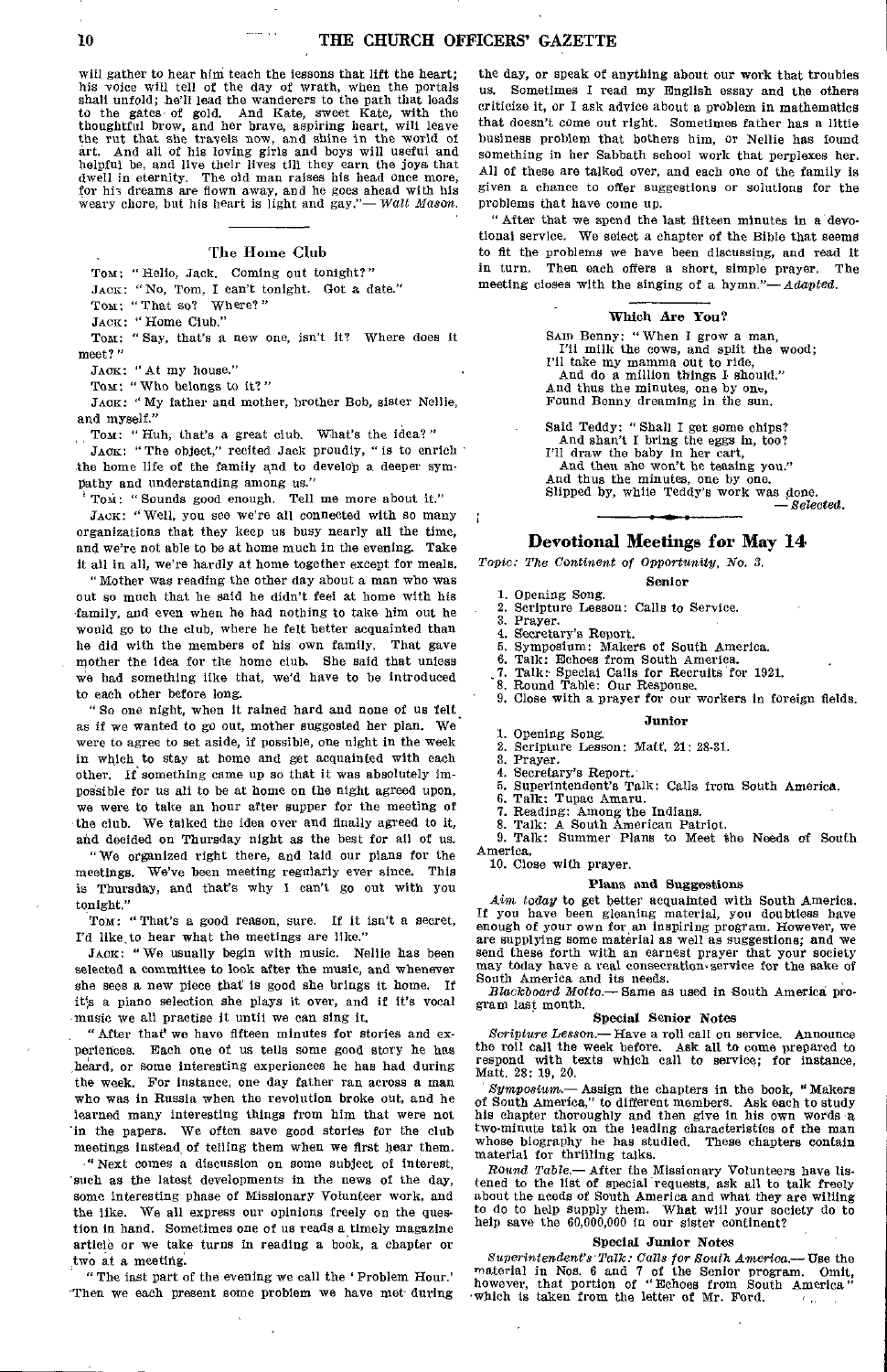will gather to hear him teach the lessons that lift the heart; his voice will tell of the day of wrath, when the portals shall unfold; he'll lead the wanderers to the path that leads to the gates of gold. And Kate, sweet Kate, with the thoughtful brow, and her brave, aspiring heart, will leave the rut that she travels now, and shine in the world of art. And all of his loving girls and boys will useful and helpful be, and live their lives till they earn the joys that dwell in eternity. The old man raises his head once more, for his dreams are flown away, and he goes ahead with his weary chore, but his heart is light and gay."— *Walt Mason.*

### The Home Club

TOM: "Hello, Jack. Coming out tonight?"

JACK: "No, Tom, I can't tonight. Got a date."

TOM: "That so? Where?"

JACK: "Home Club."

TOM: "Say, that's a new one, isn't it? Where does it meet?"

JACK: "At my house."

TOM: "Who belongs to it?"

JACK: "My father and mother, brother Bob, sister Nellie, and myself."

TOM: "Huh, that's a great club. What's the idea?"

JACK: "The object," recited Jack proudly, "is to enrich the home life of the family and to develop a deeper sympathy and understanding among us."

TOM: "Sounds good enough. Tell me more about it."

JACK: "Well, you see we're all connected with so many organizations that they keep us busy nearly all the time, and we're not able to be at home much in the evening. Take it all in all, we're hardly at home together except for meals.

"Mother was reading the other day about a man who was out so much that he said he didn't feel at home with his family, and even when he had nothing to take him out he would go to the club, where he felt better acquainted than he did with the members of his own family. That gave mother the idea for the home club. She said that unless we had something like that, we'd have to be introduced to each other before long.

"So one night, when it rained hard and none of us felt as if we wanted to go out, mother suggested her plan. We were to agree to set aside, if possible, one night in the week in which to stay at home and get acquainted with each other. If something came up so that it was absolutely impossible for us all to be at home on the night agreed upon, we were to take an hour after supper for the meeting of the club. We talked the idea over and finally agreed to it, and decided on Thursday night as the best for all of us.

"We organized right there, and laid our plans for the meetings. We've been meeting regularly ever since. This is Thursday, and that's why I can't go out with you tonight."

TOM: "That's a good reason, sure. If it isn't a secret, I'd like to hear what the meetings are like."

JACK: "We usually begin with music. Nellie has been selected a committee to look after the music, and whenever she sees a new piece that is good she brings it home. If it's a piano selection she plays it over, and if it's vocal music we all practise it until we can sing it.

"After that we have fifteen minutes for stories and experiences. Each one of us tells some good story he has heard, or some interesting experiences he has had during the week. For instance, one day father ran across a man who was in Russia when the revolution broke out, and he learned many interesting things from him that were not in the papers. We often save good stories for the club meetings instead of telling them when we first hear them.

"Next comes a discussion on some subject of interest, such as the latest developments in the news of the day, some interesting phase of Missionary Volunteer work, and the like. We all express our opinions freely on the question in hand. Sometimes one of us reads a timely magazine article or we take turns in reading a book, a chapter or two at a meeting.

"The last part of the evening we call the 'Problem Hour.' Then we each present some problem we have met during the day, or speak of anything about our work that troubles us. Sometimes I read my English essay and the others criticize it, or I ask advice about a problem in mathematics that doesn't come out right. Sometimes father has a little business problem that bothers him, or Nellie has found something in her Sabbath school work that perplexes her. All of these are talked over, and each one of the family is given a chance to offer suggestions or solutions for the problems that have come up.

"After that we spend the last fifteen minutes in a devotional service. We select a chapter of the Bible that seems to fit the problems we have been discussing, and read it in turn. Then each offers a short, simple prayer. The meeting closes with the singing of a hymn."— *Adapted.*

### Which Are You?

SAID Benny: "When I grow a man,
I'll milk the cows, and split the wood;
I'll take my mamma out to ride,
And do a million things I should."
And thus the minutes, one by one,
Found Benny dreaming in the sun.

Said Teddy: "Shall I get some chips?
And shan't I bring the eggs in, too?
I'll draw the baby in her cart,
And then she won't be teasing you."
And thus the minutes, one by one,
Slipped by, while Teddy's work was done.
— *Selected.*

## Devotional Meetings for May 14

*Topic: The Continent of Opportunity, No. 3.*

#### Senior

1. Opening Song.
2. Scripture Lesson: Calls to Service.
3. Prayer.
4. Secretary's Report.
5. Symposium: Makers of South America.
6. Talk: Echoes from South America.
7. Talk: Special Calls for Recruits for 1921.
8. Round Table: Our Response.
9. Close with a prayer for our workers in foreign fields.

#### Junior

1. Opening Song.
2. Scripture Lesson: Matt. 21: 28-31.
3. Prayer.
4. Secretary's Report.
5. Superintendent's Talk: Calls from South America.
6. Talk: Tupac Amaru.
7. Reading: Among the Indians.
8. Talk: A South American Patriot.
9. Talk: Summer Plans to Meet the Needs of South America.
10. Close with prayer.

#### Plans and Suggestions

*Aim today* to get better acquainted with South America. If you have been gleaning material, you doubtless have enough of your own for an inspiring program. However, we are supplying some material as well as suggestions; and we send these forth with an earnest prayer that your society may today have a real consecration service for the sake of South America and its needs.

*Blackboard Motto.*— Same as used in South America program last month.

#### Special Senior Notes

*Scripture Lesson.*— Have a roll call on service. Announce the roll call the week before. Ask all to come prepared to respond with texts which call to service; for instance, Matt. 28: 19, 20.

*Symposium.*— Assign the chapters in the book, "Makers of South America," to different members. Ask each to study his chapter thoroughly and then give in his own words a two-minute talk on the leading characteristics of the man whose biography he has studied. These chapters contain material for thrilling talks.

*Round Table.*— After the Missionary Volunteers have listened to the list of special requests, ask all to talk freely about the needs of South America and what they are willing to do to help supply them. What will your society do to help save the 60,000,000 in our sister continent?

#### Special Junior Notes

*Superintendent's Talk: Calls for South America.*— Use the material in Nos. 6 and 7 of the Senior program. Omit, however, that portion of "Echoes from South America" which is taken from the letter of Mr. Ford.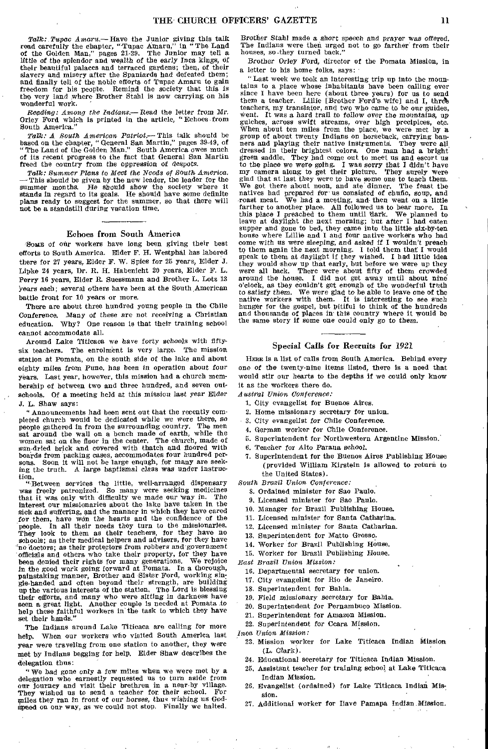*Talk: Tupac Amaru.*— Have the Junior giving this talk read carefully the chapter, "Tupac Amaru," in "The Land of the Golden Man," pages 21-29. The Junior may tell a little of the splendor and wealth of the early Inca kings, of their beautiful palaces and terraced gardens; then, of their slavery and misery after the Spaniards had defeated them; and finally tell of the noble efforts of Tupac Amaru to gain freedom for his people. Remind the society that this is the very land where Brother Stahl is now carrying on his wonderful work.

*Reading: Among the Indians.*— Read the letter from Mr. Orley Ford which is printed in the article, "Echoes from South America."

*Talk: A South American Patriot.*— This talk should be based on the chapter, "General San Martin," pages 39-49, of "The Land of the Golden Man." South America owes much of its recent progress to the fact that General San Martin freed the country from the oppression of despots.

*Talk: Summer Plans to Meet the Needs of South America.* — This should be given by the new leader, the leader for the summer months. He should show the society where it stands in regard to its goals. He should have some definite plans ready to suggest for the summer, so that there will not be a standstill during vacation time.

## Echoes from South America

SOME of our workers have long been giving their best efforts to South America. Elder F. H. Westphal has labored there for 27 years, Elder F. W. Spies for 25 years, Elder J. Lipke 24 years, Dr. R. H. Habenicht 20 years, Elder F. L. Perry 16 years, Elder R. Suessmann and Brother L. Lotz 13 years each; several others have been at the South American battle front for 10 years or more.

There are about three hundred young people in the Chile Conference. Many of these are not receiving a Christian education. Why? One reason is that their training school cannot accommodate all.

Around Lake Titicaca we have forty schools with fifty-six teachers. The enrolment is very large. The mission station at Pomata, on the south side of the lake and about eighty miles from Puno, has been in operation about four years. Last year, however, this mission had a church membership of between two and three hundred, and seven out-schools. Of a meeting held at this mission last year Elder J. L. Shaw says:

"Announcements had been sent out that the recently completed church would be dedicated while we were there, so people gathered in from the surrounding country. The men sat around the wall on a bench made of earth, while the women sat on the floor in the center. The church, made of sun-dried brick and covered with thatch and floored with boards from packing cases, accommodates four hundred persons. Soon it will not be large enough, for many are seeking the truth. A large baptismal class was under instruction.

"Between services the little, well-arranged dispensary was freely patronized. So many were seeking medicines that it was only with difficulty we made our way in. The interest our missionaries about the lake have taken in the sick and suffering, and the manner in which they have cared for them, have won the hearts and the confidence of the people. In all their needs they turn to the missionaries. They look to them as their teachers, for they have no schools; as their medical helpers and advisers, for they have no doctors; as their protectors from robbers and government officials and others who take their property, for they have been denied their rights for many generations. We rejoice in the good work going forward at Pomata. In a thorough, painstaking manner, Brother and Sister Ford, working single-handed and often beyond their strength, are building up the various interests of the station. The Lord is blessing their efforts, and many who were sitting in darkness have seen a great light. Another couple is needed at Pomata to help these faithful workers in the task to which they have set their hands."

The Indians around Lake Titicaca are calling for more help. When our workers who visited South America last year were traveling from one station to another, they were met by Indians begging for help. Elder Shaw describes the delegation thus:

"We had gone only a few miles when we were met by a delegation who earnestly requested us to turn aside from our journey and visit their brethren in a near-by village. They wished us to send a teacher for their school. For miles they ran in front of our horses, thus wishing us God-speed on our way, as we could not stop. Finally we halted. Brother Stahl made a short speech and prayer was offered. The Indians were then urged not to go farther from their houses, so they turned back."

Brother Orley Ford, director of the Pomata Mission, in a letter to his home folks, says:

"Last week we took an interesting trip up into the mountains to a place whose inhabitants have been calling ever since I have been here (about three years) for us to send them a teacher. Lillie [Brother Ford's wife] and I, three teachers, my translator, and two who came to be our guides, went. It was a hard trail to follow over the mountains, up gulches, across swift streams, over high precipices, etc. When about ten miles from the place, we were met by a group of about twenty Indians on horseback, carrying banners and playing their native instruments. They were all dressed in their brightest colors. One man had a bright green saddle. They had come out to meet us and escort us to the place we were going. I was sorry that I didn't have my camera along to get their picture. They surely were glad that at last they were to have some one to teach them. We got there about noon, and ate dinner. The feast the natives had prepared for us consisted of chuño, soup, and roast meat. We had a meeting, and then went on a little farther to another place. All followed us to hear more. In this place I preached to them until dark. We planned to leave at daylight the next morning; but after I had eaten supper and gone to bed, they came into the little six-by-ten house where Lillie and I and four native workers who had come with us were sleeping, and asked if I wouldn't preach to them again the next morning. I told them that I would speak to them at daylight if they wished. I had little idea they would show up that early, but before we were up they were all back. There were about fifty of them crowded around the house. I did not get away until about nine o'clock, as they couldn't get enough of the wonderful truth to satisfy them. We were glad to be able to leave one of the native workers with them. It is interesting to see such hunger for the gospel, but pitiful to think of the hundreds and thousands of places in this country where it would be the same story if some one could only go to them."

## Special Calls for Recruits for 1921

HERE is a list of calls from South America. Behind every one of the twenty-nine items listed, there is a need that would stir our hearts to the depths if we could only know it as the workers there do.

*Austral Union Conference:*

1. City evangelist for Buenos Aires.
2. Home missionary secretary for union.
3. City evangelist for Chile Conference.
4. German worker for Chile Conference.
5. Superintendent for Northwestern Argentine Mission.
6. Teacher for Alto Parana school.
7. Superintendent for the Buenos Aires Publishing House (provided William Kirstein is allowed to return to the United States).

*South Brazil Union Conference:*

8. Ordained minister for Sao Paulo.
9. Licensed minister for Sao Paulo.
10. Manager for Brazil Publishing House.
11. Licensed minister for Santa Catharina.
12. Licensed minister for Santa Catharina.
13. Superintendent for Matto Grosso.
14. Worker for Brazil Publishing House.
15. Worker for Brazil Publishing House.

*East Brazil Union Mission:*

16. Departmental secretary for union.
17. City evangelist for Rio de Janeiro.
18. Superintendent for Bahia.
19. Field missionary secretary for Bahia.
20. Superintendent for Pernambuco Mission.
21. Superintendent for Amazon Mission.
22. Superintendent for Ceara Mission.

*Inca Union Mission:*

23. Mission worker for Lake Titicaca Indian Mission (L. Clark).
24. Educational secretary for Titicaca Indian Mission.
25. Assistant teacher for training school at Lake Titicaca Indian Mission.
26. Evangelist (ordained) for Lake Titicaca Indian Mission.
27. Additional worker for Ilave Pamapa Indian Mission.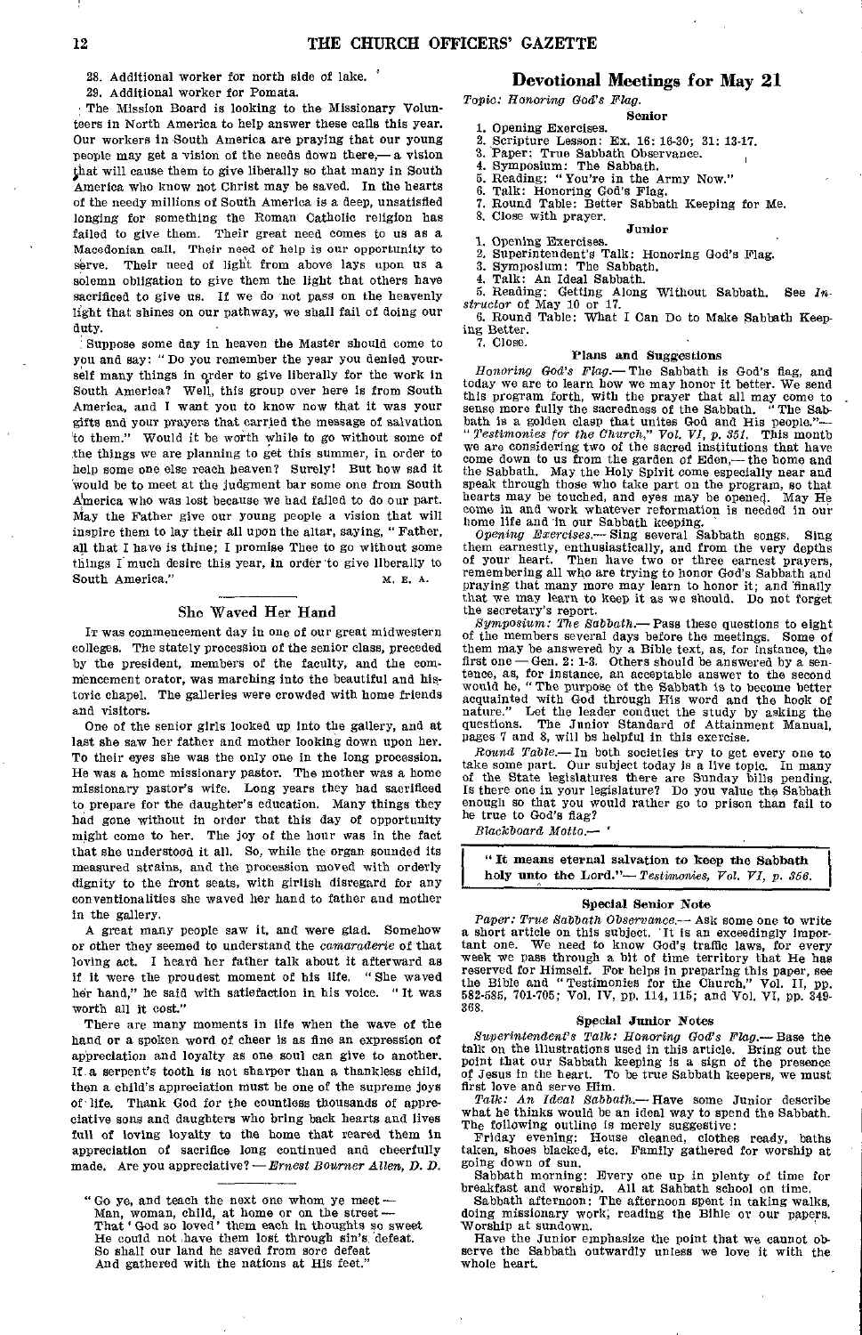28. Additional worker for north side of lake.

29. Additional worker for Pomata.

The Mission Board is looking to the Missionary Volunteers in North America to help answer these calls this year. Our workers in South America are praying that our young people may get a vision of the needs down there,— a vision that will cause them to give liberally so that many in South America who know not Christ may be saved. In the hearts of the needy millions of South America is a deep, unsatisfied longing for something the Roman Catholic religion has failed to give them. Their great need comes to us as a Macedonian call. Their need of help is our opportunity to serve. Their need of light from above lays upon us a solemn obligation to give them the light that others have sacrificed to give us. If we do not pass on the heavenly light that shines on our pathway, we shall fail of doing our duty.

Suppose some day in heaven the Master should come to you and say: "Do you remember the year you denied yourself many things in order to give liberally for the work in South America? Well, this group over here is from South America, and I want you to know now that it was your gifts and your prayers that carried the message of salvation to them." Would it be worth while to go without some of the things we are planning to get this summer, in order to help some one else reach heaven? Surely! But how sad it would be to meet at the judgment bar some one from South America who was lost because we had failed to do our part. May the Father give our young people a vision that will inspire them to lay their all upon the altar, saying, "Father, all that I have is thine; I promise Thee to go without some things I much desire this year, in order to give liberally to South America." M. E. A.

## She Waved Her Hand

It was commencement day in one of our great midwestern colleges. The stately procession of the senior class, preceded by the president, members of the faculty, and the commencement orator, was marching into the beautiful and historic chapel. The galleries were crowded with home friends and visitors.

One of the senior girls looked up into the gallery, and at last she saw her father and mother looking down upon her. To their eyes she was the only one in the long procession. He was a home missionary pastor. The mother was a home missionary pastor's wife. Long years they had sacrificed to prepare for the daughter's education. Many things they had gone without in order that this day of opportunity might come to her. The joy of the hour was in the fact that she understood it all. So, while the organ sounded its measured strains, and the procession moved with orderly dignity to the front seats, with girlish disregard for any conventionalities she waved her hand to father and mother in the gallery.

A great many people saw it, and were glad. Somehow or other they seemed to understand the *camaraderie* of that loving act. I heard her father talk about it afterward as if it were the proudest moment of his life. "She waved her hand," he said with satisfaction in his voice. "It was worth all it cost."

There are many moments in life when the wave of the hand or a spoken word of cheer is as fine an expression of appreciation and loyalty as one soul can give to another. If a serpent's tooth is not sharper than a thankless child, then a child's appreciation must be one of the supreme joys of life. Thank God for the countless thousands of appreciative sons and daughters who bring back hearts and lives full of loving loyalty to the home that reared them in appreciation of sacrifice long continued and cheerfully made. Are you appreciative? — *Ernest Bourner Allen, D. D.*

---

"Go ye, and teach the next one whom ye meet —
Man, woman, child, at home or on the street —
That 'God so loved' them each in thoughts so sweet
He could not have them lost through sin's defeat.
So shall our land be saved from sore defeat
And gathered with the nations at His feet."

## Devotional Meetings for May 21

*Topic: Honoring God's Flag.*

### Senior

1. Opening Exercises.
2. Scripture Lesson: Ex. 16: 16-30; 31: 13-17.
3. Paper: True Sabbath Observance.
4. Symposium: The Sabbath.
5. Reading: "You're in the Army Now."
6. Talk: Honoring God's Flag.
7. Round Table: Better Sabbath Keeping for Me.
8. Close with prayer.

### Junior

1. Opening Exercises.
2. Superintendent's Talk: Honoring God's Flag.
3. Symposium: The Sabbath.
4. Talk: An Ideal Sabbath.
5. Reading: Getting Along Without Sabbath. See *Instructor* of May 10 or 17.
6. Round Table: What I Can Do to Make Sabbath Keeping Better.
7. Close.

### Plans and Suggestions

*Honoring God's Flag.*— The Sabbath is God's flag, and today we are to learn how we may honor it better. We send this program forth, with the prayer that all may come to sense more fully the sacredness of the Sabbath. "The Sabbath is a golden clasp that unites God and His people."— "*Testimonies for the Church,*" *Vol. VI, p. 351.* This month we are considering two of the sacred institutions that have come down to us from the garden of Eden,— the home and the Sabbath. May the Holy Spirit come especially near and speak through those who take part on the program, so that hearts may be touched, and eyes may be opened. May He come in and work whatever reformation is needed in our home life and in our Sabbath keeping.

*Opening Exercises.*— Sing several Sabbath songs. Sing them earnestly, enthusiastically, and from the very depths of your heart. Then have two or three earnest prayers, remembering all who are trying to honor God's Sabbath and praying that many more may learn to honor it; and finally that we may learn to keep it as we should. Do not forget the secretary's report.

*Symposium: The Sabbath.*— Pass these questions to eight of the members several days before the meetings. Some of them may be answered by a Bible text, as, for instance, the first one — Gen. 2: 1-3. Others should be answered by a sentence, as, for instance, an acceptable answer to the second would be, "The purpose of the Sabbath is to become better acquainted with God through His word and the book of nature." Let the leader conduct the study by asking the questions. The Junior Standard of Attainment Manual, pages 7 and 8, will be helpful in this exercise.

*Round Table.*— In both societies try to get every one to take some part. Our subject today is a live topic. In many of the State legislatures there are Sunday bills pending. Is there one in your legislature? Do you value the Sabbath enough so that you would rather go to prison than fail to be true to God's flag?

*Blackboard Motto.*—

> **"It means eternal salvation to keep the Sabbath holy unto the Lord."**— *Testimonies, Vol. VI, p. 356.*

### Special Senior Note

*Paper: True Sabbath Observance.*— Ask some one to write a short article on this subject. It is an exceedingly important one. We need to know God's traffic laws, for every week we pass through a bit of time territory that He has reserved for Himself. For helps in preparing this paper, see the Bible and "Testimonies for the Church," Vol. II, pp. 582-585, 701-705; Vol. IV, pp. 114, 115; and Vol. VI, pp. 349-368.

### Special Junior Notes

*Superintendent's Talk: Honoring God's Flag.*— Base the talk on the illustrations used in this article. Bring out the point that our Sabbath keeping is a sign of the presence of Jesus in the heart. To be true Sabbath keepers, we must first love and serve Him.

*Talk: An Ideal Sabbath.*— Have some Junior describe what he thinks would be an ideal way to spend the Sabbath. The following outline is merely suggestive:

Friday evening: House cleaned, clothes ready, baths taken, shoes blacked, etc. Family gathered for worship at going down of sun.

Sabbath morning: Every one up in plenty of time for breakfast and worship. All at Sabbath school on time.

Sabbath afternoon: The afternoon spent in taking walks, doing missionary work, reading the Bible or our papers. Worship at sundown.

Have the Junior emphasize the point that we cannot observe the Sabbath outwardly unless we love it with the whole heart.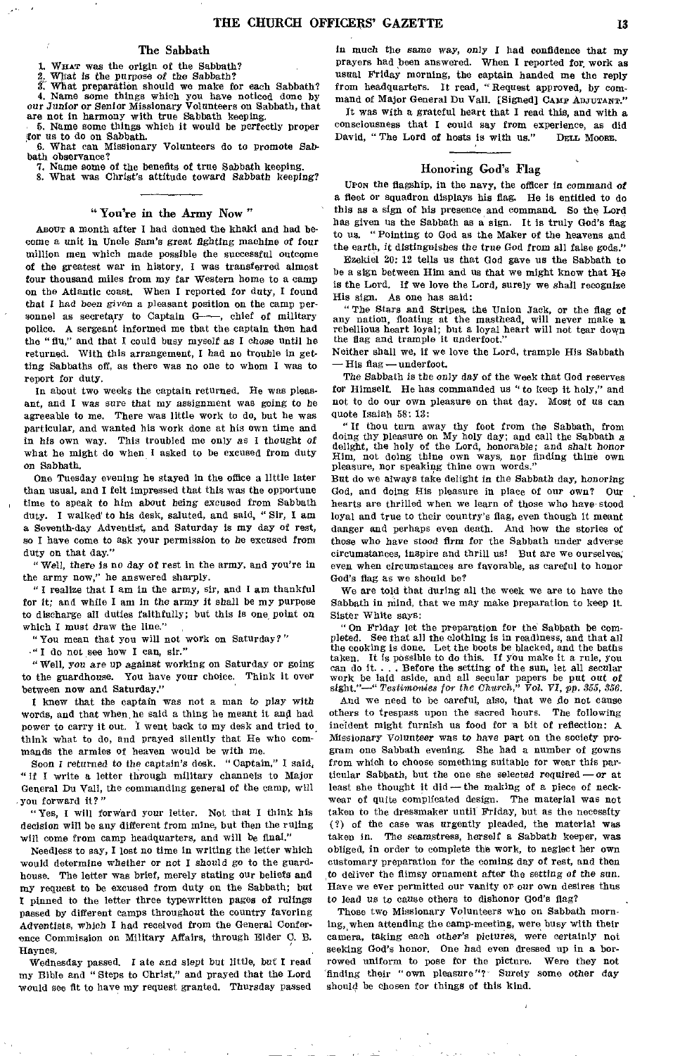## The Sabbath

1. WHAT was the origin of the Sabbath?
2. What is the purpose of the Sabbath?
3. What preparation should we make for each Sabbath?
4. Name some things which you have noticed done by our Junior or Senior Missionary Volunteers on Sabbath, that are not in harmony with true Sabbath keeping.
5. Name some things which it would be perfectly proper for us to do on Sabbath.
6. What can Missionary Volunteers do to promote Sabbath observance?
7. Name some of the benefits of true Sabbath keeping.
8. What was Christ's attitude toward Sabbath keeping?

## "You're in the Army Now"

ABOUT a month after I had donned the khaki and had become a unit in Uncle Sam's great fighting machine of four million men which made possible the successful outcome of the greatest war in history, I was transferred almost four thousand miles from my far Western home to a camp on the Atlantic coast. When I reported for duty, I found that I had been given a pleasant position on the camp personnel as secretary to Captain G——, chief of military police. A sergeant informed me that the captain then had the "flu," and that I could busy myself as I chose until he returned. With this arrangement, I had no trouble in getting Sabbaths off, as there was no one to whom I was to report for duty.

In about two weeks the captain returned. He was pleasant, and I was sure that my assignment was going to be agreeable to me. There was little work to do, but he was particular, and wanted his work done at his own time and in his own way. This troubled me only as I thought of what he might do when I asked to be excused from duty on Sabbath.

One Tuesday evening he stayed in the office a little later than usual, and I felt impressed that this was the opportune time to speak to him about being excused from Sabbath duty. I walked to his desk, saluted, and said, "Sir, I am a Seventh-day Adventist, and Saturday is my day of rest, so I have come to ask your permission to be excused from duty on that day."

"Well, there is no day of rest in the army, and you're in the army now," he answered sharply.

"I realize that I am in the army, sir, and I am thankful for it; and while I am in the army it shall be my purpose to discharge all duties faithfully; but this is one point on which I must draw the line."

"You mean that you will not work on Saturday?"

"I do not see how I can, sir."

"Well, you are up against working on Saturday or going to the guardhouse. You have your choice. Think it over between now and Saturday."

I knew that the captain was not a man to play with words, and that when he said a thing he meant it and had power to carry it out. I went back to my desk and tried to think what to do, and prayed silently that He who commands the armies of heaven would be with me.

Soon I returned to the captain's desk. "Captain," I said, "if I write a letter through military channels to Major General Du Vall, the commanding general of the camp, will you forward it?"

"Yes, I will forward your letter. Not that I think his decision will be any different from mine, but then the ruling will come from camp headquarters, and will be final."

Needless to say, I lost no time in writing the letter which would determine whether or not I should go to the guardhouse. The letter was brief, merely stating our beliefs and my request to be excused from duty on the Sabbath; but I pinned to the letter three typewritten pages of rulings passed by different camps throughout the country favoring Adventists, which I had received from the General Conference Commission on Military Affairs, through Elder C. B. Haynes.

Wednesday passed. I ate and slept but little, but I read my Bible and "Steps to Christ," and prayed that the Lord would see fit to have my request granted. Thursday passed in much the same way, only I had confidence that my prayers had been answered. When I reported for work as usual Friday morning, the captain handed me the reply from headquarters. It read, "Request approved, by command of Major General Du Vall. [Signed] CAMP ADJUTANT."

It was with a grateful heart that I read this, and with a consciousness that I could say from experience, as did David, "The Lord of hosts is with us." DELL MOORE.

## Honoring God's Flag

UPON the flagship, in the navy, the officer in command of a fleet or squadron displays his flag. He is entitled to do this as a sign of his presence and command. So the Lord has given us the Sabbath as a sign. It is truly God's flag to us. "Pointing to God as the Maker of the heavens and the earth, it distinguishes the true God from all false gods."

Ezekiel 20: 12 tells us that God gave us the Sabbath to be a sign between Him and us that we might know that He is the Lord. If we love the Lord, surely we shall recognize His sign. As one has said:

"The Stars and Stripes, the Union Jack, or the flag of any nation, floating at the masthead, will never make a rebellious heart loyal; but a loyal heart will not tear down the flag and trample it underfoot."

Neither shall we, if we love the Lord, trample His Sabbath — His flag — underfoot.

The Sabbath is the only day of the week that God reserves for Himself. He has commanded us "to keep it holy," and not to do our own pleasure on that day. Most of us can quote Isaiah 58: 13:

"If thou turn away thy foot from the Sabbath, from doing thy pleasure on My holy day; and call the Sabbath a delight, the holy of the Lord, honorable; and shalt honor Him, not doing thine own ways, nor finding thine own pleasure, nor speaking thine own words."

But do we always take delight in the Sabbath day, honoring God, and doing His pleasure in place of our own? Our hearts are thrilled when we learn of those who have stood loyal and true to their country's flag, even though it meant danger and perhaps even death. And how the stories of those who have stood firm for the Sabbath under adverse circumstances, inspire and thrill us! But are we ourselves, even when circumstances are favorable, as careful to honor God's flag as we should be?

We are told that during all the week we are to have the Sabbath in mind, that we may make preparation to keep it. Sister White says:

"On Friday let the preparation for the Sabbath be completed. See that all the clothing is in readiness, and that all the cooking is done. Let the boots be blacked, and the baths taken. It is possible to do this. If you make it a rule, you can do it. . . . Before the setting of the sun, let all secular work be laid aside, and all secular papers be put out of sight."—"*Testimonies for the Church," Vol. VI, pp. 355, 356.*

And we need to be careful, also, that we do not cause others to trespass upon the sacred hours. The following incident might furnish us food for a bit of reflection: A Missionary Volunteer was to have part on the society program one Sabbath evening. She had a number of gowns from which to choose something suitable for wear this particular Sabbath, but the one she selected required — or at least she thought it did — the making of a piece of neckwear of quite complicated design. The material was not taken to the dressmaker until Friday, but as the necessity (?) of the case was urgently pleaded, the material was taken in. The seamstress, herself a Sabbath keeper, was obliged, in order to complete the work, to neglect her own customary preparation for the coming day of rest, and then to deliver the flimsy ornament after the setting of the sun. Have we ever permitted our vanity or our own desires thus to lead us to cause others to dishonor God's flag?

Those two Missionary Volunteers who on Sabbath morning, when attending the camp-meeting, were busy with their camera, taking each other's pictures, were certainly not seeking God's honor. One had even dressed up in a borrowed uniform to pose for the picture. Were they not finding their "own pleasure"? Surely some other day should be chosen for things of this kind.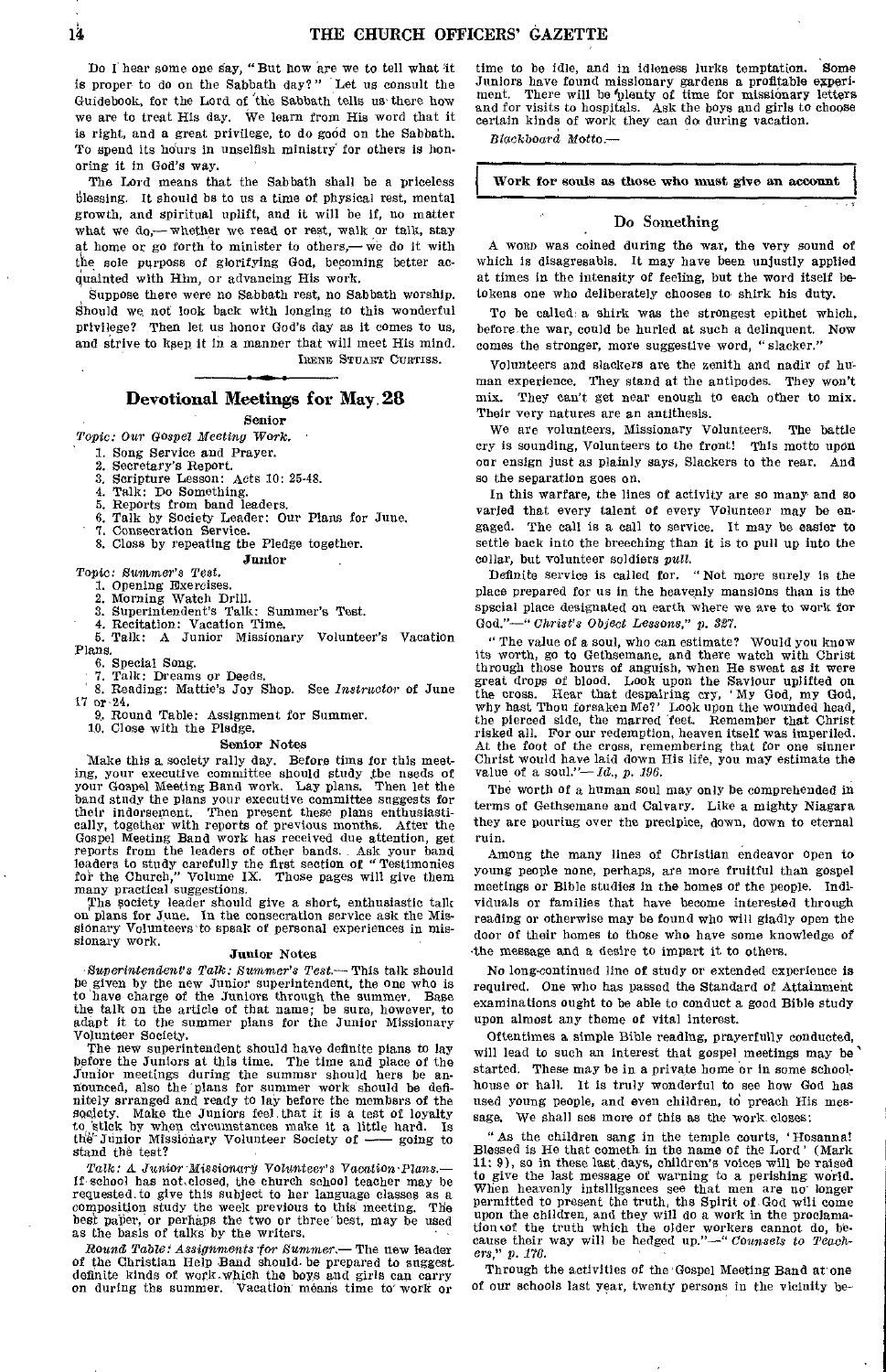Do I hear some one say, "But how are we to tell what it is proper to do on the Sabbath day?" Let us consult the Guidebook, for the Lord of the Sabbath tells us there how we are to treat His day. We learn from His word that it is right, and a great privilege, to do good on the Sabbath. To spend its hours in unselfish ministry for others is honoring it in God's way.

The Lord means that the Sabbath shall be a priceless blessing. It should be to us a time of physical rest, mental growth, and spiritual uplift, and it will be if, no matter what we do,—whether we read or rest, walk or talk, stay at home or go forth to minister to others,—we do it with the sole purpose of glorifying God, becoming better acquainted with Him, or advancing His work.

Suppose there were no Sabbath rest, no Sabbath worship. Should we not look back with longing to this wonderful privilege? Then let us honor God's day as it comes to us, and strive to keep it in a manner that will meet His mind.

IRENE STUART CURTISS.

## Devotional Meetings for May 28

### Senior

*Topic: Our Gospel Meeting Work.*

1. Song Service and Prayer.
2. Secretary's Report.
3. Scripture Lesson: Acts 10: 25-48.
4. Talk: Do Something.
5. Reports from band leaders.
6. Talk by Society Leader: Our Plans for June.
7. Consecration Service.
8. Close by repeating the Pledge together.

### Junior

*Topic: Summer's Test.*

1. Opening Exercises.
2. Morning Watch Drill.
3. Superintendent's Talk: Summer's Test.
4. Recitation: Vacation Time.
5. Talk: A Junior Missionary Volunteer's Vacation Plans.
6. Special Song.
7. Talk: Dreams or Deeds.
8. Reading: Mattie's Joy Shop. See *Instructor* of June 17 or 24.
9. Round Table: Assignment for Summer.
10. Close with the Pledge.

### Senior Notes

Make this a society rally day. Before time for this meeting, your executive committee should study the needs of your Gospel Meeting Band work. Lay plans. Then let the band study the plans your executive committee suggests for their indorsement. Then present these plans enthusiastically, together with reports of previous months. After the Gospel Meeting Band work has received due attention, get reports from the leaders of other bands. Ask your band leaders to study carefully the first section of "Testimonies for the Church," Volume IX. Those pages will give them many practical suggestions.

The society leader should give a short, enthusiastic talk on plans for June. In the consecration service ask the Missionary Volunteers to speak of personal experiences in missionary work.

### Junior Notes

*Superintendent's Talk: Summer's Test.*—This talk should be given by the new Junior superintendent, the one who is to have charge of the Juniors through the summer. Base the talk on the article of that name; be sure, however, to adapt it to the summer plans for the Junior Missionary Volunteer Society.

The new superintendent should have definite plans to lay before the Juniors at this time. The time and place of the Junior meetings during the summer should here be announced, also the plans for summer work should be definitely arranged and ready to lay before the members of the society. Make the Juniors feel that it is a test of loyalty to stick by when circumstances make it a little hard. Is the Junior Missionary Volunteer Society of —— going to stand the test?

*Talk: A Junior Missionary Volunteer's Vacation Plans.*—If school has not closed, the church school teacher may be requested to give this subject to her language classes as a composition study the week previous to this meeting. The best paper, or perhaps the two or three best, may be used as the basis of talks by the writers.

*Round Table: Assignments for Summer.*—The new leader of the Christian Help Band should be prepared to suggest definite kinds of work which the boys and girls can carry on during the summer. Vacation means time to work or time to be idle, and in idleness lurks temptation. Some Juniors have found missionary gardens a profitable experiment. There will be plenty of time for missionary letters and for visits to hospitals. Ask the boys and girls to choose certain kinds of work they can do during vacation.

*Blackboard Motto.*—

**Work for souls as those who must give an account**

## Do Something

A word was coined during the war, the very sound of which is disagreeable. It may have been unjustly applied at times in the intensity of feeling, but the word itself betokens one who deliberately chooses to shirk his duty.

To be called a shirk was the strongest epithet which, before the war, could be hurled at such a delinquent. Now comes the stronger, more suggestive word, "slacker."

Volunteers and slackers are the zenith and nadir of human experience. They stand at the antipodes. They won't mix. They can't get near enough to each other to mix. Their very natures are an antithesis.

We are volunteers, Missionary Volunteers. The battle cry is sounding, Volunteers to the front! This motto upon our ensign just as plainly says, Slackers to the rear. And so the separation goes on.

In this warfare, the lines of activity are so many and so varied that every talent of every Volunteer may be engaged. The call is a call to service. It may be easier to settle back into the breeching than it is to pull up into the collar, but volunteer soldiers *pull*.

Definite service is called for. "Not more surely is the place prepared for us in the heavenly mansions than is the special place designated on earth where we are to work for God."—"*Christ's Object Lessons,*" *p. 327.*

"The value of a soul, who can estimate? Would you know its worth, go to Gethsemane, and there watch with Christ through those hours of anguish, when He sweat as it were great drops of blood. Look upon the Saviour uplifted on the cross. Hear that despairing cry, 'My God, my God, why hast Thou forsaken Me?' Look upon the wounded head, the pierced side, the marred feet. Remember that Christ risked all. For our redemption, heaven itself was imperiled. At the foot of the cross, remembering that for one sinner Christ would have laid down His life, you may estimate the value of a soul."—*Id., p. 196.*

The worth of a human soul may only be comprehended in terms of Gethsemane and Calvary. Like a mighty Niagara they are pouring over the precipice, down, down to eternal ruin.

Among the many lines of Christian endeavor open to young people none, perhaps, are more fruitful than gospel meetings or Bible studies in the homes of the people. Individuals or families that have become interested through reading or otherwise may be found who will gladly open the door of their homes to those who have some knowledge of the message and a desire to impart it to others.

No long-continued line of study or extended experience is required. One who has passed the Standard of Attainment examinations ought to be able to conduct a good Bible study upon almost any theme of vital interest.

Oftentimes a simple Bible reading, prayerfully conducted, will lead to such an interest that gospel meetings may be started. These may be in a private home or in some schoolhouse or hall. It is truly wonderful to see how God has used young people, and even children, to preach His message. We shall see more of this as the work closes:

"As the children sang in the temple courts, 'Hosanna! Blessed is He that cometh in the name of the Lord' (Mark 11: 9), so in these last days, children's voices will be raised to give the last message of warning to a perishing world. When heavenly intelligences see that men are no longer permitted to present the truth, the Spirit of God will come upon the children, and they will do a work in the proclamation of the truth which the older workers cannot do, because their way will be hedged up."—"*Counsels to Teachers,*" *p. 176.*

Through the activities of the Gospel Meeting Band at one of our schools last year, twenty persons in the vicinity be-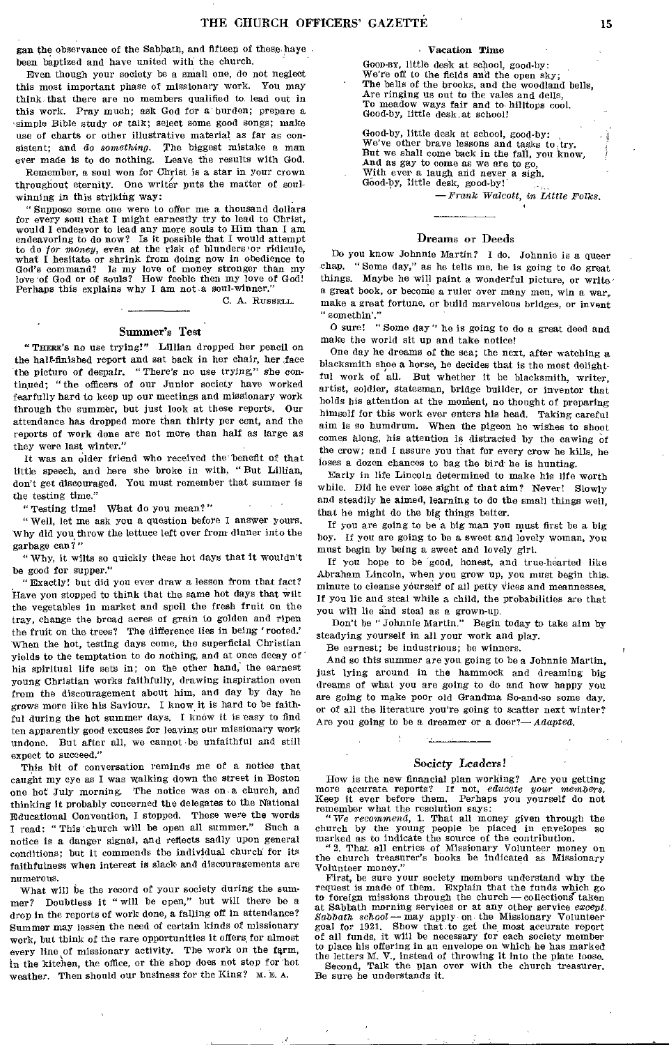gan the observance of the Sabbath, and fifteen of these have been baptized and have united with the church.

Even though your society be a small one, do not neglect this most important phase of missionary work. You may think that there are no members qualified to lead out in this work. Pray much; ask God for a burden; prepare a simple Bible study or talk; select some good songs; make use of charts or other illustrative material as far as consistent; and *do something*. The biggest mistake a man ever made is to do nothing. Leave the results with God.

Remember, a soul won for Christ is a star in your crown throughout eternity. One writer puts the matter of soul-winning in this striking way:

"Suppose some one were to offer me a thousand dollars for every soul that I might earnestly try to lead to Christ, would I endeavor to lead any more souls to Him than I am endeavoring to do now? Is it possible that I would attempt to do *for money*, even at the risk of blunders or ridicule, what I hesitate or shrink from doing now in obedience to God's command? Is my love of money stronger than my love of God or of souls? How feeble then my love of God! Perhaps this explains why I am not a soul-winner."

C. A. Russell.

## Summer's Test

"There's no use trying!" Lillian dropped her pencil on the half-finished report and sat back in her chair, her face the picture of despair. "There's no use trying," she continued; "the officers of our Junior society have worked fearfully hard to keep up our meetings and missionary work through the summer, but just look at these reports. Our attendance has dropped more than thirty per cent, and the reports of work done are not more than half as large as they were last winter."

It was an older friend who received the benefit of that little speech, and here she broke in with, "But Lillian, don't get discouraged. You must remember that summer is the testing time."

"Testing time! What do you mean?"

"Well, let me ask you a question before I answer yours. Why did you throw the lettuce left over from dinner into the garbage can?"

"Why, it wilts so quickly these hot days that it wouldn't be good for supper."

"Exactly! but did you ever draw a lesson from that fact? Have you stopped to think that the same hot days that wilt the vegetables in market and spoil the fresh fruit on the tray, change the broad acres of grain to golden and ripen the fruit on the trees? The difference lies in being 'rooted.' When the hot, testing days come, the superficial Christian yields to the temptation to do nothing, and at once decay of his spiritual life sets in; on the other hand, the earnest young Christian works faithfully, drawing inspiration even from the discouragement about him, and day by day he grows more like his Saviour. I know it is hard to be faithful during the hot summer days. I know it is easy to find ten apparently good excuses for leaving our missionary work undone. But after all, we cannot be unfaithful and still expect to succeed."

This bit of conversation reminds me of a notice that caught my eye as I was walking down the street in Boston one hot July morning. The notice was on a church, and thinking it probably concerned the delegates to the National Educational Convention, I stopped. These were the words I read: "This church will be open all summer." Such a notice is a danger signal, and reflects sadly upon general conditions; but it commends the individual church for its faithfulness when interest is slack and discouragements are numerous.

What will be the record of your society during the summer? Doubtless it "will be open," but will there be a drop in the reports of work done, a falling off in attendance? Summer may lessen the need of certain kinds of missionary work, but think of the rare opportunities it offers for almost every line of missionary activity. The work on the farm, in the kitchen, the office, or the shop does not stop for hot weather. Then should our business for the King? M. E. A.

### Vacation Time

Good-by, little desk at school, good-by:  
We're off to the fields and the open sky;  
The bells of the brooks, and the woodland bells,  
Are ringing us out to the vales and dells,  
To meadow ways fair and to hilltops cool.  
Good-by, little desk at school!

Good-by, little desk at school, good-by:  
We've other brave lessons and tasks to try,  
But we shall come back in the fall, you know,  
And as gay to come as we are to go,  
With ever a laugh and never a sigh.  
Good-by, little desk, good-by!

— *Frank Walcott, in Little Folks.*

## Dreams or Deeds

Do you know Johnnie Martin? I do. Johnnie is a queer chap. "Some day," as he tells me, he is going to do great things. Maybe he will paint a wonderful picture, or write a great book, or become a ruler over many men, win a war, make a great fortune, or build marvelous bridges, or invent "somethin'."

O sure! "Some day" he is going to do a great deed and make the world sit up and take notice!

One day he dreams of the sea; the next, after watching a blacksmith shoe a horse, he decides that is the most delightful work of all. But whether it be blacksmith, writer, artist, soldier, statesman, bridge builder, or inventor that holds his attention at the moment, no thought of preparing himself for this work ever enters his head. Taking careful aim is so humdrum. When the pigeon he wishes to shoot comes along, his attention is distracted by the cawing of the crow; and I assure you that for every crow he kills, he loses a dozen chances to bag the bird he is hunting.

Early in life Lincoln determined to make his life worth while. Did he ever lose sight of that aim? Never! Slowly and steadily he aimed, learning to do the small things well, that he might do the big things better.

If you are going to be a big man you must first be a big boy. If you are going to be a sweet and lovely woman, you must begin by being a sweet and lovely girl.

If you hope to be good, honest, and true-hearted like Abraham Lincoln, when you grow up, you must begin this minute to cleanse yourself of all petty vices and meannesses. If you lie and steal while a child, the probabilities are that you will lie and steal as a grown-up.

Don't be "Johnnie Martin." Begin today to take aim by steadying yourself in all your work and play.

Be earnest; be industrious; be winners.

And so this summer are you going to be a Johnnie Martin, just lying around in the hammock and dreaming big dreams of what you are going to do and how happy you are going to make poor old Grandma So-and-so some day, or of all the literature you're going to scatter next winter? Are you going to be a dreamer or a doer?— *Adapted.*

## Society Leaders!

How is the new financial plan working? Are you getting more accurate reports? If not, *educate your members.* Keep it ever before them. Perhaps you yourself do not remember what the resolution says:

"*We recommend,* 1. That all money given through the church by the young people be placed in envelopes so marked as to indicate the source of the contribution.

"2. That all entries of Missionary Volunteer money on the church treasurer's books be indicated as Missionary Volunteer money."

First, be sure your society members understand why the request is made of them. Explain that the funds which go to foreign missions through the church — collections taken at Sabbath morning services or at any other service *except Sabbath school* — may apply on the Missionary Volunteer goal for 1921. Show that to get the most accurate report of all funds, it will be necessary for each society member to place his offering in an envelope on which he has marked the letters M. V., instead of throwing it into the plate loose.

Second, Talk the plan over with the church treasurer. Be sure he understands it.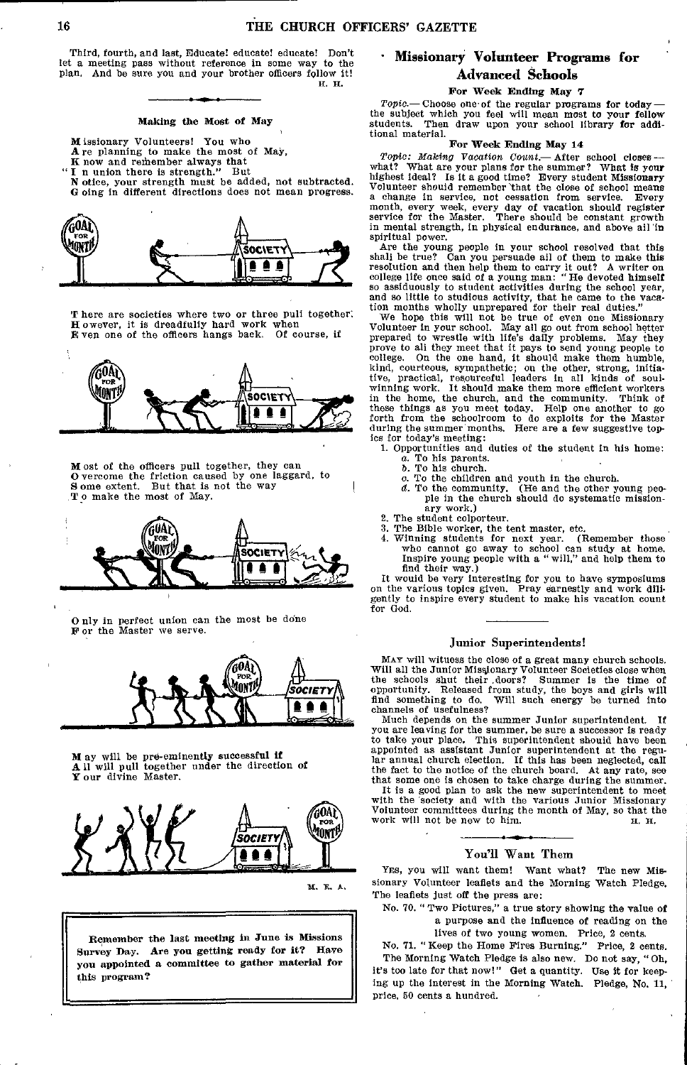Third, fourth, and last, Educate! educate! educate! Don't let a meeting pass without reference in some way to the plan. And be sure you and your brother officers follow it!

H. H.

### Making the Most of May

**M** issionary Volunteers! You who
**A** re planning to make the most of May,
**K** now and remember always that
"**I** n union there is strength." But
**N** otice, your strength must be added, not subtracted.
**G** oing in different directions does not mean progress.

GOAL FOR MONTH — SOCIETY

**T** here are societies where two or three pull together.
**H** owever, it is dreadfully hard work when
**E** ven one of the officers hangs back. Of course, if

GOAL FOR MONTH — SOCIETY

**M** ost of the officers pull together, they can
**O** vercome the friction caused by one laggard, to
**S** ome extent. But that is not the way
**T** o make the most of May.

GOAL FOR MONTH — SOCIETY

**O** nly in perfect union can the most be done
**F** or the Master we serve.

GOAL FOR MONTH — SOCIETY

**M** ay will be pre-eminently successful if
**A** ll will pull together under the direction of
**Y** our divine Master.

SOCIETY — GOAL FOR MONTH

M. E. A.

**Remember the last meeting in June is Missions Survey Day. Are you getting ready for it? Have you appointed a committee to gather material for this program?**

## Missionary Volunteer Programs for Advanced Schools

### For Week Ending May 7

*Topic.*— Choose one of the regular programs for today — the subject which you feel will mean most to your fellow students. Then draw upon your school library for additional material.

### For Week Ending May 14

*Topic: Making Vacation Count.*— After school closes — what? What are your plans for the summer? What is your highest ideal? Is it a good time? Every student Missionary Volunteer should remember that the close of school means a change in service, not cessation from service. Every month, every week, every day of vacation should register service for the Master. There should be constant growth in mental strength, in physical endurance, and above all in spiritual power.

Are the young people in your school resolved that this shall be true? Can you persuade all of them to make this resolution and then help them to carry it out? A writer on college life once said of a young man: "He devoted himself so assiduously to student activities during the school year, and so little to studious activity, that he came to the vacation months wholly unprepared for their real duties."

We hope this will not be true of even one Missionary Volunteer in your school. May all go out from school better prepared to wrestle with life's daily problems. May they prove to all they meet that it pays to send young people to college. On the one hand, it should make them humble, kind, courteous, sympathetic; on the other, strong, initiative, practical, resourceful leaders in all kinds of soul-winning work. It should make them more efficient workers in the home, the church, and the community. Think of these things as you meet today. Help one another to go forth from the schoolroom to do exploits for the Master during the summer months. Here are a few suggestive topics for today's meeting:

1. Opportunities and duties of the student in his home:
   *a.* To his parents.
   *b.* To his church.
   *c.* To the children and youth in the church.
   *d.* To the community. (He and the other young people in the church should do systematic missionary work.)
2. The student colporteur.
3. The Bible worker, the tent master, etc.
4. Winning students for next year. (Remember those who cannot go away to school can study at home. Inspire young people with a "will," and help them to find their way.)

It would be very interesting for you to have symposiums on the various topics given. Pray earnestly and work diligently to inspire every student to make his vacation count for God.

### Junior Superintendents!

May will witness the close of a great many church schools. Will all the Junior Missionary Volunteer Societies close when the schools shut their doors? Summer is the time of opportunity. Released from study, the boys and girls will find something to do. Will such energy be turned into channels of usefulness?

Much depends on the summer Junior superintendent. If you are leaving for the summer, be sure a successor is ready to take your place. This superintendent should have been appointed as assistant Junior superintendent at the regular annual church election. If this has been neglected, call the fact to the notice of the church board. At any rate, see that some one is chosen to take charge during the summer.

It is a good plan to ask the new superintendent to meet with the society and with the various Junior Missionary Volunteer committees during the month of May, so that the work will not be new to him.

H. H.

### You'll Want Them

Yes, you will want them! Want what? The new Missionary Volunteer leaflets and the Morning Watch Pledge. The leaflets just off the press are:

No. 70. "Two Pictures," a true story showing the value of a purpose and the influence of reading on the lives of two young women. Price, 2 cents.

No. 71. "Keep the Home Fires Burning." Price, 2 cents.

The Morning Watch Pledge is also new. Do not say, "Oh, it's too late for that now!" Get a quantity. Use it for keeping up the interest in the Morning Watch. Pledge, No. 11, price, 50 cents a hundred.